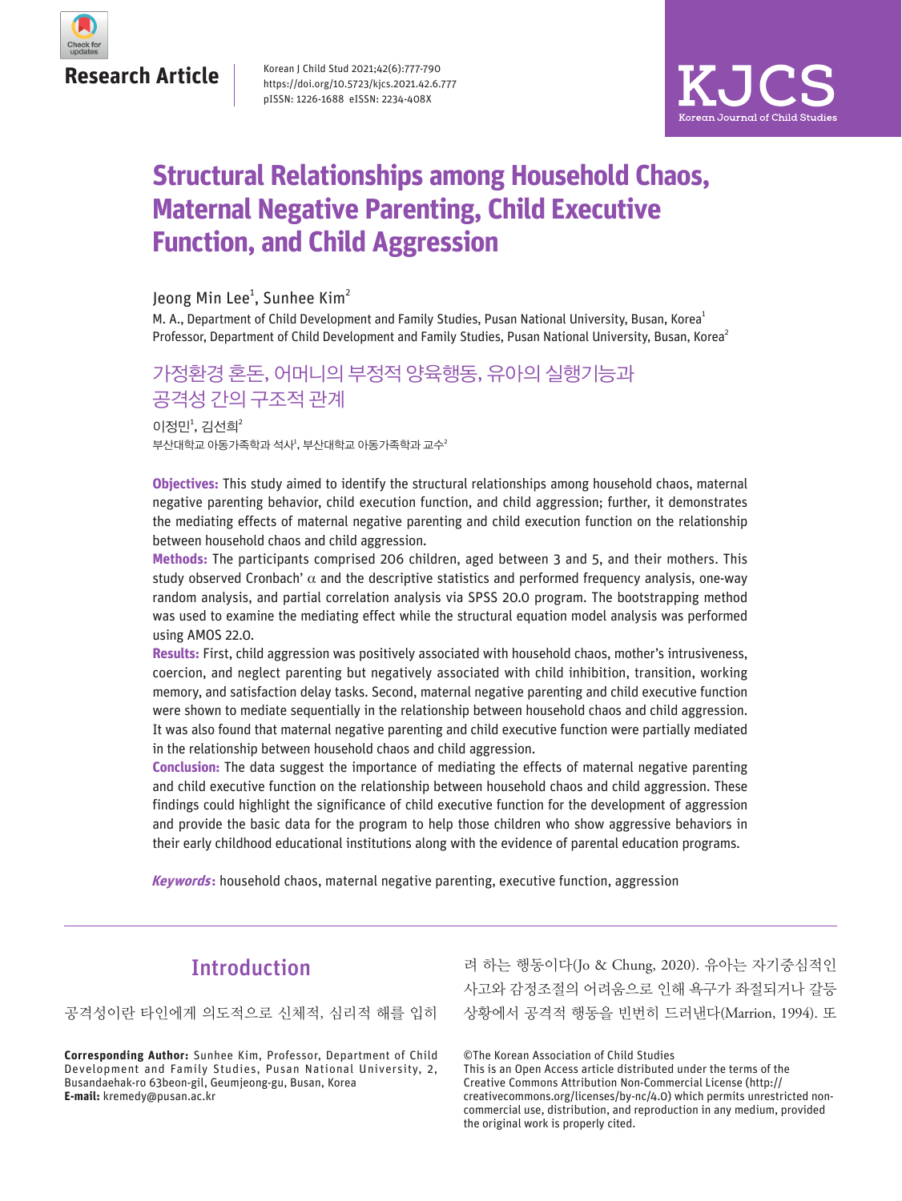**Research Article**

# Structural Relationships among Household Chaos, Maternal Negative Parenting, Child Executive Function, and Child Aggression

Jeong Min Lee[1], Sunhee Kim[2]

M. A., Department of Child Development and Family Studies, Pusan National University, Busan, Korea[1]
Professor, Department of Child Development and Family Studies, Pusan National University, Busan, Korea[2]

## 가정환경 혼돈, 어머니의 부정적 양육행동, 유아의 실행기능과 공격성 간의 구조적 관계

이정민[1], 김선희[2]

부산대학교 아동가족학과 석사[1], 부산대학교 아동가족학과 교수[2]

**Objectives:** This study aimed to identify the structural relationships among household chaos, maternal negative parenting behavior, child execution function, and child aggression; further, it demonstrates the mediating effects of maternal negative parenting and child execution function on the relationship between household chaos and child aggression.

**Methods:** The participants comprised 206 children, aged between 3 and 5, and their mothers. This study observed Cronbach' $\alpha$ and the descriptive statistics and performed frequency analysis, one-way random analysis, and partial correlation analysis via SPSS 20.0 program. The bootstrapping method was used to examine the mediating effect while the structural equation model analysis was performed using AMOS 22.0.

**Results:** First, child aggression was positively associated with household chaos, mother's intrusiveness, coercion, and neglect parenting but negatively associated with child inhibition, transition, working memory, and satisfaction delay tasks. Second, maternal negative parenting and child executive function were shown to mediate sequentially in the relationship between household chaos and child aggression. It was also found that maternal negative parenting and child executive function were partially mediated in the relationship between household chaos and child aggression.

**Conclusion:** The data suggest the importance of mediating the effects of maternal negative parenting and child executive function on the relationship between household chaos and child aggression. These findings could highlight the significance of child executive function for the development of aggression and provide the basic data for the program to help those children who show aggressive behaviors in their early childhood educational institutions along with the evidence of parental education programs.

***Keywords*:** household chaos, maternal negative parenting, executive function, aggression

## Introduction

공격성이란 타인에게 의도적으로 신체적, 심리적 해를 입히려 하는 행동이다(Jo & Chung, 2020). 유아는 자기중심적인 사고와 감정조절의 어려움으로 인해 욕구가 좌절되거나 갈등 상황에서 공격적 행동을 빈번히 드러낸다(Marrion, 1994). 또

**Corresponding Author:** Sunhee Kim, Professor, Department of Child Development and Family Studies, Pusan National University, 2, Busandaehak-ro 63beon-gil, Geumjeong-gu, Busan, Korea
**E-mail:** kremedy@pusan.ac.kr

©The Korean Association of Child Studies
This is an Open Access article distributed under the terms of the Creative Commons Attribution Non-Commercial License (http://creativecommons.org/licenses/by-nc/4.0) which permits unrestricted non-commercial use, distribution, and reproduction in any medium, provided the original work is properly cited.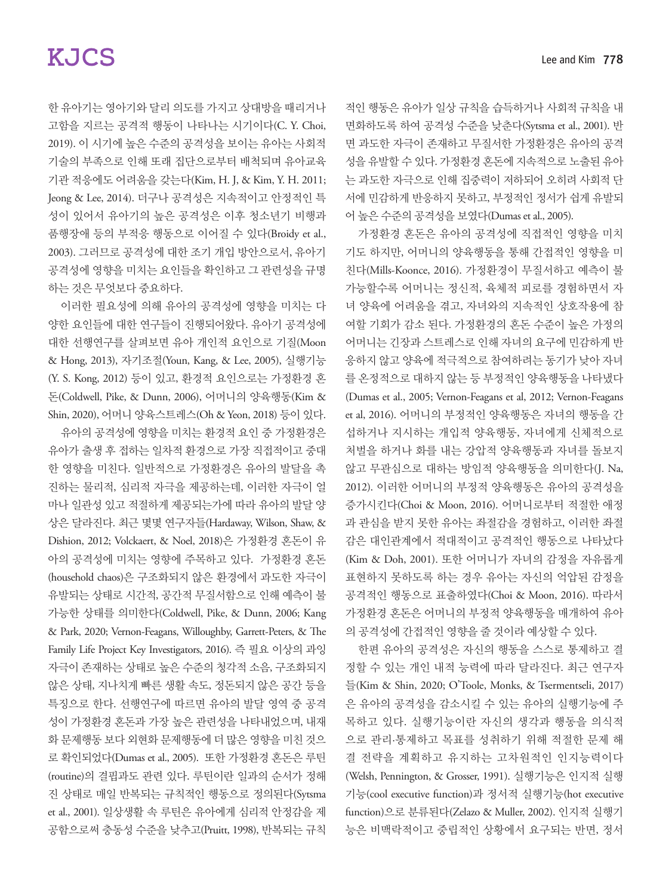한 유아기는 영아기와 달리 의도를 가지고 상대방을 때리거나 고함을 지르는 공격적 행동이 나타나는 시기이다(C. Y. Choi, 2019). 이 시기에 높은 수준의 공격성을 보이는 유아는 사회적 기술의 부족으로 인해 또래 집단으로부터 배척되며 유아교육기관 적응에도 어려움을 갖는다(Kim, H. J, & Kim, Y. H. 2011; Jeong & Lee, 2014). 더구나 공격성은 지속적이고 안정적인 특성이 있어서 유아기의 높은 공격성은 이후 청소년기 비행과 품행장애 등의 부적응 행동으로 이어질 수 있다(Broidy et al., 2003). 그러므로 공격성에 대한 조기 개입 방안으로서, 유아기 공격성에 영향을 미치는 요인들을 확인하고 그 관련성을 규명하는 것은 무엇보다 중요하다.

이러한 필요성에 의해 유아의 공격성에 영향을 미치는 다양한 요인들에 대한 연구들이 진행되어왔다. 유아기 공격성에 대한 선행연구를 살펴보면 유아 개인적 요인으로 기질(Moon & Hong, 2013), 자기조절(Youn, Kang, & Lee, 2005), 실행기능(Y. S. Kong, 2012) 등이 있고, 환경적 요인으로는 가정환경 혼돈(Coldwell, Pike, & Dunn, 2006), 어머니의 양육행동(Kim & Shin, 2020), 어머니 양육스트레스(Oh & Yeon, 2018) 등이 있다.

유아의 공격성에 영향을 미치는 환경적 요인 중 가정환경은 유아가 출생 후 접하는 일차적 환경으로 가장 직접적이고 중대한 영향을 미친다. 일반적으로 가정환경은 유아의 발달을 촉진하는 물리적, 심리적 자극을 제공하는데, 이러한 자극이 얼마나 일관성 있고 적절하게 제공되는가에 따라 유아의 발달 양상은 달라진다. 최근 몇몇 연구자들(Hardaway, Wilson, Shaw, & Dishion, 2012; Volckaert, & Noel, 2018)은 가정환경 혼돈이 유아의 공격성에 미치는 영향에 주목하고 있다. 가정환경 혼돈(household chaos)은 구조화되지 않은 환경에서 과도한 자극이 유발되는 상태로 시간적, 공간적 무질서함으로 인해 예측이 불가능한 상태를 의미한다(Coldwell, Pike, & Dunn, 2006; Kang & Park, 2020; Vernon-Feagans, Willoughby, Garrett-Peters, & The Family Life Project Key Investigators, 2016). 즉 필요 이상의 과잉 자극이 존재하는 상태로 높은 수준의 청각적 소음, 구조화되지 않은 상태, 지나치게 빠른 생활 속도, 정돈되지 않은 공간 등을 특징으로 한다. 선행연구에 따르면 유아의 발달 영역 중 공격성이 가정환경 혼돈과 가장 높은 관련성을 나타내었으며, 내재화 문제행동 보다 외현화 문제행동에 더 많은 영향을 미친 것으로 확인되었다(Dumas et al., 2005). 또한 가정환경 혼돈은 루틴(routine)의 결핍과도 관련 있다. 루틴이란 일과의 순서가 정해진 상태로 매일 반복되는 규칙적인 행동으로 정의된다(Sytsma et al., 2001). 일상생활 속 루틴은 유아에게 심리적 안정감을 제공함으로써 충동성 수준을 낮추고(Pruitt, 1998), 반복되는 규칙적인 행동은 유아가 일상 규칙을 습득하거나 사회적 규칙을 내면화하도록 하여 공격성 수준을 낮춘다(Sytsma et al., 2001). 반면 과도한 자극이 존재하고 무질서한 가정환경은 유아의 공격성을 유발할 수 있다. 가정환경 혼돈에 지속적으로 노출된 유아는 과도한 자극으로 인해 집중력이 저하되어 오히려 사회적 단서에 민감하게 반응하지 못하고, 부정적인 정서가 쉽게 유발되어 높은 수준의 공격성을 보였다(Dumas et al., 2005).

가정환경 혼돈은 유아의 공격성에 직접적인 영향을 미치기도 하지만, 어머니의 양육행동을 통해 간접적인 영향을 미친다(Mills-Koonce, 2016). 가정환경이 무질서하고 예측이 불가능할수록 어머니는 정신적, 육체적 피로를 경험하면서 자녀 양육에 어려움을 겪고, 자녀와의 지속적인 상호작용에 참여할 기회가 감소 된다. 가정환경의 혼돈 수준이 높은 가정의 어머니는 긴장과 스트레스로 인해 자녀의 요구에 민감하게 반응하지 않고 양육에 적극적으로 참여하려는 동기가 낮아 자녀를 온정적으로 대하지 않는 등 부정적인 양육행동을 나타냈다(Dumas et al., 2005; Vernon-Feagans et al, 2012; Vernon-Feagans et al, 2016). 어머니의 부정적인 양육행동은 자녀의 행동을 간섭하거나 지시하는 개입적 양육행동, 자녀에게 신체적으로 처벌을 하거나 화를 내는 강압적 양육행동과 자녀를 돌보지 않고 무관심으로 대하는 방임적 양육행동을 의미한다(J. Na, 2012). 이러한 어머니의 부정적 양육행동은 유아의 공격성을 증가시킨다(Choi & Moon, 2016). 어머니로부터 적절한 애정과 관심을 받지 못한 유아는 좌절감을 경험하고, 이러한 좌절감은 대인관계에서 적대적이고 공격적인 행동으로 나타났다(Kim & Doh, 2001). 또한 어머니가 자녀의 감정을 자유롭게 표현하지 못하도록 하는 경우 유아는 자신의 억압된 감정을 공격적인 행동으로 표출하였다(Choi & Moon, 2016). 따라서 가정환경 혼돈은 어머니의 부정적 양육행동을 매개하여 유아의 공격성에 간접적인 영향을 줄 것이라 예상할 수 있다.

한편 유아의 공격성은 자신의 행동을 스스로 통제하고 결정할 수 있는 개인 내적 능력에 따라 달라진다. 최근 연구자들(Kim & Shin, 2020; O'Toole, Monks, & Tsermentseli, 2017)은 유아의 공격성을 감소시킬 수 있는 유아의 실행기능에 주목하고 있다. 실행기능이란 자신의 생각과 행동을 의식적으로 관리·통제하고 목표를 성취하기 위해 적절한 문제 해결 전략을 계획하고 유지하는 고차원적인 인지능력이다(Welsh, Pennington, & Grosser, 1991). 실행기능은 인지적 실행기능(cool executive function)과 정서적 실행기능(hot executive function)으로 분류된다(Zelazo & Muller, 2002). 인지적 실행기능은 비맥락적이고 중립적인 상황에서 요구되는 반면, 정서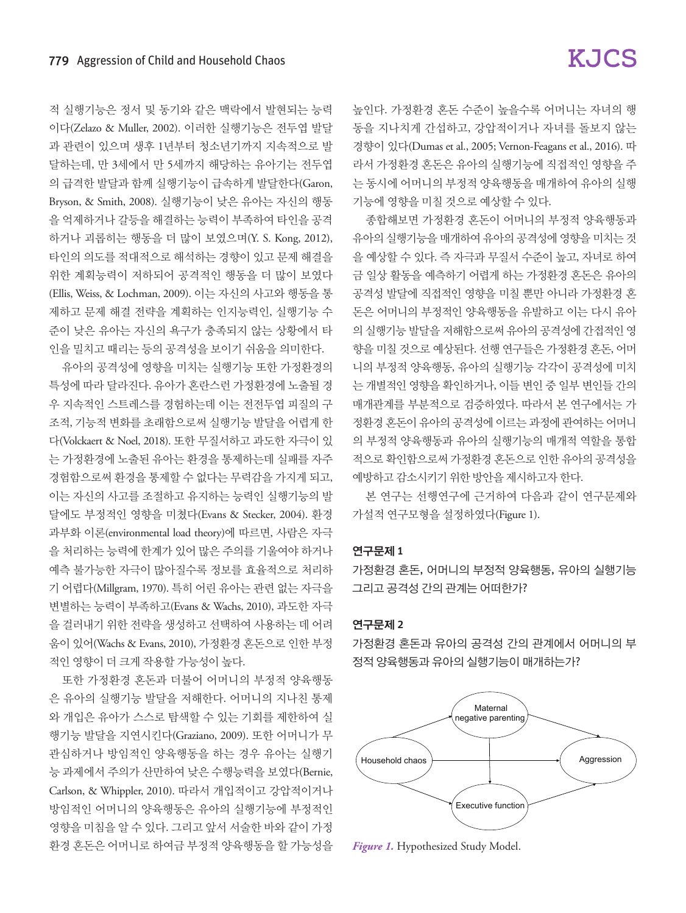적 실행기능은 정서 및 동기와 같은 맥락에서 발현되는 능력이다(Zelazo & Muller, 2002). 이러한 실행기능은 전두엽 발달과 관련이 있으며 생후 1년부터 청소년기까지 지속적으로 발달하는데, 만 3세에서 만 5세까지 해당하는 유아기는 전두엽의 급격한 발달과 함께 실행기능이 급속하게 발달한다(Garon, Bryson, & Smith, 2008). 실행기능이 낮은 유아는 자신의 행동을 억제하거나 갈등을 해결하는 능력이 부족하여 타인을 공격하거나 괴롭히는 행동을 더 많이 보였으며(Y. S. Kong, 2012), 타인의 의도를 적대적으로 해석하는 경향이 있고 문제 해결을 위한 계획능력이 저하되어 공격적인 행동을 더 많이 보였다(Ellis, Weiss, & Lochman, 2009). 이는 자신의 사고와 행동을 통제하고 문제 해결 전략을 계획하는 인지능력인, 실행기능 수준이 낮은 유아는 자신의 욕구가 충족되지 않는 상황에서 타인을 밀치고 때리는 등의 공격성을 보이기 쉬움을 의미한다.

유아의 공격성에 영향을 미치는 실행기능 또한 가정환경의 특성에 따라 달라진다. 유아가 혼란스런 가정환경에 노출될 경우 지속적인 스트레스를 경험하는데 이는 전전두엽 피질의 구조적, 기능적 변화를 초래함으로써 실행기능 발달을 어렵게 한다(Volckaert & Noel, 2018). 또한 무질서하고 과도한 자극이 있는 가정환경에 노출된 유아는 환경을 통제하는데 실패를 자주 경험함으로써 환경을 통제할 수 없다는 무력감을 가지게 되고, 이는 자신의 사고를 조절하고 유지하는 능력인 실행기능의 발달에도 부정적인 영향을 미쳤다(Evans & Stecker, 2004). 환경과부화 이론(environmental load theory)에 따르면, 사람은 자극을 처리하는 능력에 한계가 있어 많은 주의를 기울여야 하거나 예측 불가능한 자극이 많아질수록 정보를 효율적으로 처리하기 어렵다(Millgram, 1970). 특히 어린 유아는 관련 없는 자극을 변별하는 능력이 부족하고(Evans & Wachs, 2010), 과도한 자극을 걸러내기 위한 전략을 생성하고 선택하여 사용하는 데 어려움이 있어(Wachs & Evans, 2010), 가정환경 혼돈으로 인한 부정적인 영향이 더 크게 작용할 가능성이 높다.

또한 가정환경 혼돈과 더불어 어머니의 부정적 양육행동은 유아의 실행기능 발달을 저해한다. 어머니의 지나친 통제와 개입은 유아가 스스로 탐색할 수 있는 기회를 제한하여 실행기능 발달을 지연시킨다(Graziano, 2009). 또한 어머니가 무관심하거나 방임적인 양육행동을 하는 경우 유아는 실행기능 과제에서 주의가 산만하여 낮은 수행능력을 보였다(Bernie, Carlson, & Whippler, 2010). 따라서 개입적이고 강압적이거나 방임적인 어머니의 양육행동은 유아의 실행기능에 부정적인 영향을 미침을 알 수 있다. 그리고 앞서 서술한 바와 같이 가정환경 혼돈은 어머니로 하여금 부정적 양육행동을 할 가능성을 높인다. 가정환경 혼돈 수준이 높을수록 어머니는 자녀의 행동을 지나치게 간섭하고, 강압적이거나 자녀를 돌보지 않는 경향이 있다(Dumas et al., 2005; Vernon-Feagans et al., 2016). 따라서 가정환경 혼돈은 유아의 실행기능에 직접적인 영향을 주는 동시에 어머니의 부정적 양육행동을 매개하여 유아의 실행기능에 영향을 미칠 것으로 예상할 수 있다.

종합해보면 가정환경 혼돈이 어머니의 부정적 양육행동과 유아의 실행기능을 매개하여 유아의 공격성에 영향을 미치는 것을 예상할 수 있다. 즉 자극과 무질서 수준이 높고, 자녀로 하여금 일상 활동을 예측하기 어렵게 하는 가정환경 혼돈은 유아의 공격성 발달에 직접적인 영향을 미칠 뿐만 아니라 가정환경 혼돈은 어머니의 부정적인 양육행동을 유발하고 이는 다시 유아의 실행기능 발달을 저해함으로써 유아의 공격성에 간접적인 영향을 미칠 것으로 예상된다. 선행 연구들은 가정환경 혼돈, 어머니의 부정적 양육행동, 유아의 실행기능 각각이 공격성에 미치는 개별적인 영향을 확인하거나, 이들 변인 중 일부 변인들 간의 매개관계를 부분적으로 검증하였다. 따라서 본 연구에서는 가정환경 혼돈이 유아의 공격성에 이르는 과정에 관여하는 어머니의 부정적 양육행동과 유아의 실행기능의 매개적 역할을 통합적으로 확인함으로써 가정환경 혼돈으로 인한 유아의 공격성을 예방하고 감소시키기 위한 방안을 제시하고자 한다.

본 연구는 선행연구에 근거하여 다음과 같이 연구문제와 가설적 연구모형을 설정하였다(Figure 1).

**연구문제 1**

가정환경 혼돈, 어머니의 부정적 양육행동, 유아의 실행기능 그리고 공격성 간의 관계는 어떠한가?

**연구문제 2**

가정환경 혼돈과 유아의 공격성 간의 관계에서 어머니의 부정적 양육행동과 유아의 실행기능이 매개하는가?

*Figure 1.* Hypothesized Study Model.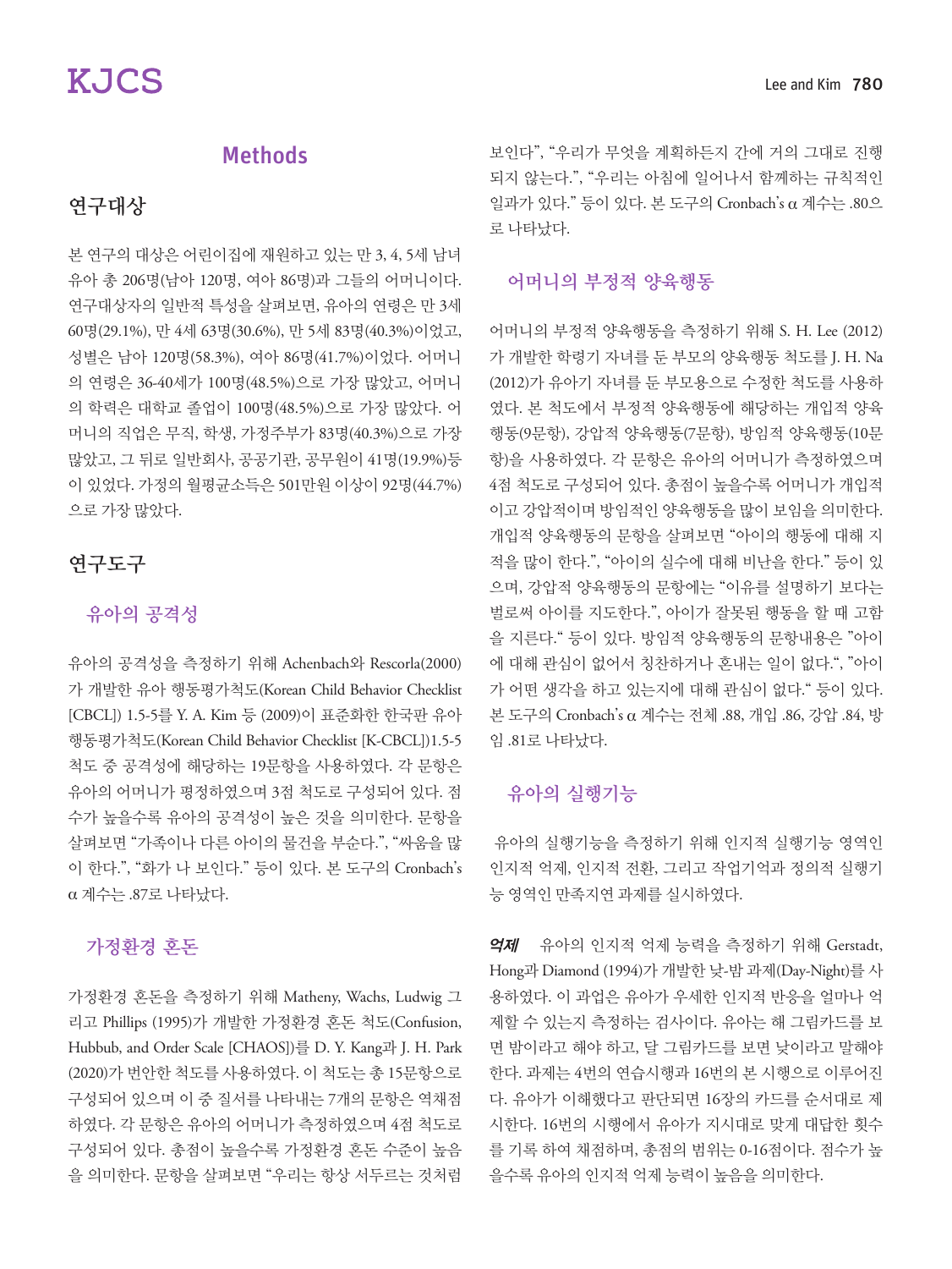## Methods

### 연구대상

본 연구의 대상은 어린이집에 재원하고 있는 만 3, 4, 5세 남녀 유아 총 206명(남아 120명, 여아 86명)과 그들의 어머니이다. 연구대상자의 일반적 특성을 살펴보면, 유아의 연령은 만 3세 60명(29.1%), 만 4세 63명(30.6%), 만 5세 83명(40.3%)이었고, 성별은 남아 120명(58.3%), 여아 86명(41.7%)이었다. 어머니의 연령은 36-40세가 100명(48.5%)으로 가장 많았고, 어머니의 학력은 대학교 졸업이 100명(48.5%)으로 가장 많았다. 어머니의 직업은 무직, 학생, 가정주부가 83명(40.3%)으로 가장 많았고, 그 뒤로 일반회사, 공공기관, 공무원이 41명(19.9%)등이 있었다. 가정의 월평균소득은 501만원 이상이 92명(44.7%)으로 가장 많았다.

### 연구도구

#### 유아의 공격성

유아의 공격성을 측정하기 위해 Achenbach와 Rescorla(2000)가 개발한 유아 행동평가척도(Korean Child Behavior Checklist [CBCL]) 1.5-5를 Y. A. Kim 등 (2009)이 표준화한 한국판 유아 행동평가척도(Korean Child Behavior Checklist [K-CBCL])1.5-5 척도 중 공격성에 해당하는 19문항을 사용하였다. 각 문항은 유아의 어머니가 평정하였으며 3점 척도로 구성되어 있다. 점수가 높을수록 유아의 공격성이 높은 것을 의미한다. 문항을 살펴보면 "가족이나 다른 아이의 물건을 부순다.", "싸움을 많이 한다.", "화가 나 보인다." 등이 있다. 본 도구의 Cronbach's α 계수는 .87로 나타났다.

#### 가정환경 혼돈

가정환경 혼돈을 측정하기 위해 Matheny, Wachs, Ludwig 그리고 Phillips (1995)가 개발한 가정환경 혼돈 척도(Confusion, Hubbub, and Order Scale [CHAOS])를 D. Y. Kang과 J. H. Park (2020)가 번안한 척도를 사용하였다. 이 척도는 총 15문항으로 구성되어 있으며 이 중 질서를 나타내는 7개의 문항은 역채점 하였다. 각 문항은 유아의 어머니가 측정하였으며 4점 척도로 구성되어 있다. 총점이 높을수록 가정환경 혼돈 수준이 높음을 의미한다. 문항을 살펴보면 "우리는 항상 서두르는 것처럼 보인다", "우리가 무엇을 계획하든지 간에 거의 그대로 진행되지 않는다.", "우리는 아침에 일어나서 함께하는 규칙적인 일과가 있다." 등이 있다. 본 도구의 Cronbach's α 계수는 .80으로 나타났다.

#### 어머니의 부정적 양육행동

어머니의 부정적 양육행동을 측정하기 위해 S. H. Lee (2012)가 개발한 학령기 자녀를 둔 부모의 양육행동 척도를 J. H. Na (2012)가 유아기 자녀를 둔 부모용으로 수정한 척도를 사용하였다. 본 척도에서 부정적 양육행동에 해당하는 개입적 양육행동(9문항), 강압적 양육행동(7문항), 방임적 양육행동(10문항)을 사용하였다. 각 문항은 유아의 어머니가 측정하였으며 4점 척도로 구성되어 있다. 총점이 높을수록 어머니가 개입적이고 강압적이며 방임적인 양육행동을 많이 보임을 의미한다. 개입적 양육행동의 문항을 살펴보면 "아이의 행동에 대해 지적을 많이 한다.", "아이의 실수에 대해 비난을 한다." 등이 있으며, 강압적 양육행동의 문항에는 "이유를 설명하기 보다는 벌로써 아이를 지도한다.", 아이가 잘못된 행동을 할 때 고함을 지른다." 등이 있다. 방임적 양육행동의 문항내용은 "아이에 대해 관심이 없어서 칭찬하거나 혼내는 일이 없다.", "아이가 어떤 생각을 하고 있는지에 대해 관심이 없다." 등이 있다. 본 도구의 Cronbach's α 계수는 전체 .88, 개입 .86, 강압 .84, 방임 .81로 나타났다.

#### 유아의 실행기능

유아의 실행기능을 측정하기 위해 인지적 실행기능 영역인 인지적 억제, 인지적 전환, 그리고 작업기억과 정의적 실행기능 영역인 만족지연 과제를 실시하였다.

***억제*** 유아의 인지적 억제 능력을 측정하기 위해 Gerstadt, Hong과 Diamond (1994)가 개발한 낮-밤 과제(Day-Night)를 사용하였다. 이 과업은 유아가 우세한 인지적 반응을 얼마나 억제할 수 있는지 측정하는 검사이다. 유아는 해 그림카드를 보면 밤이라고 해야 하고, 달 그림카드를 보면 낮이라고 말해야 한다. 과제는 4번의 연습시행과 16번의 본 시행으로 이루어진다. 유아가 이해했다고 판단되면 16장의 카드를 순서대로 제시한다. 16번의 시행에서 유아가 지시대로 맞게 대답한 횟수를 기록 하여 채점하며, 총점의 범위는 0-16점이다. 점수가 높을수록 유아의 인지적 억제 능력이 높음을 의미한다.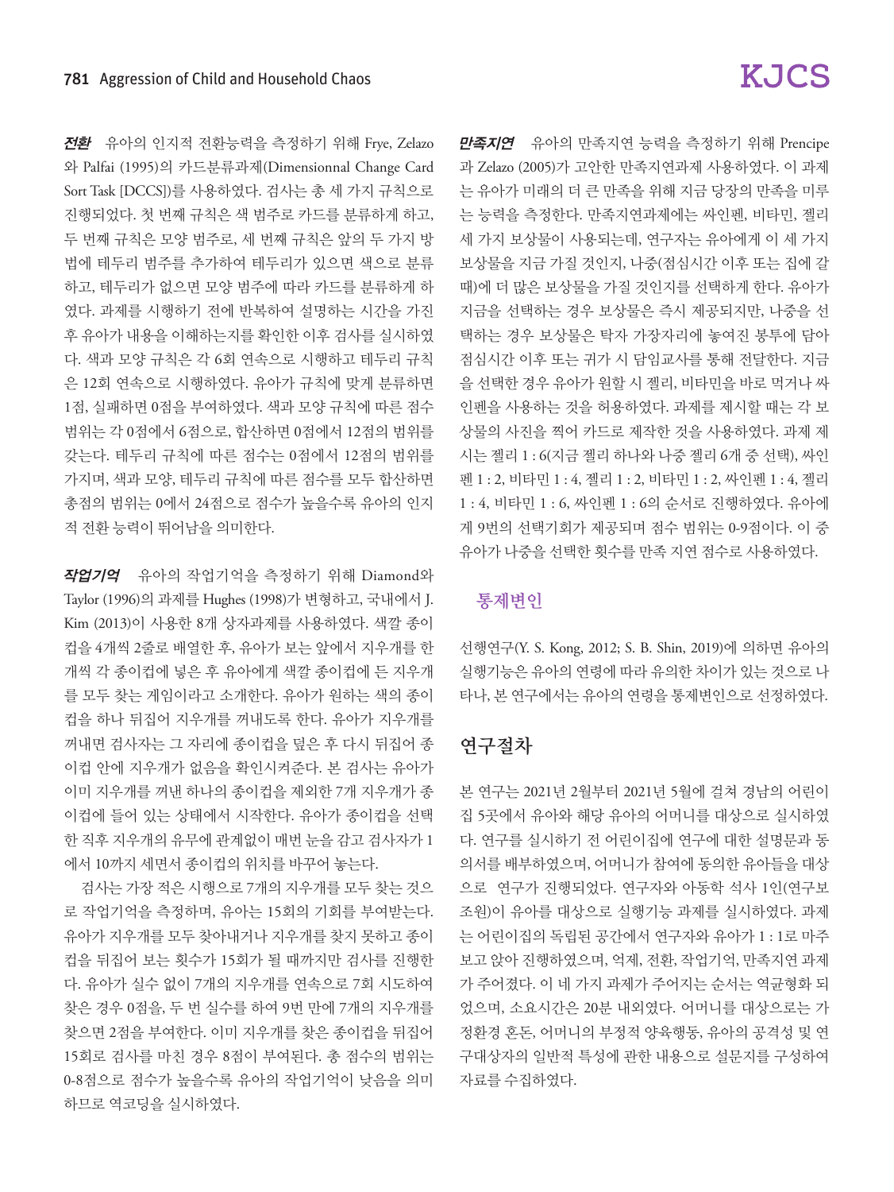***전환*** 유아의 인지적 전환능력을 측정하기 위해 Frye, Zelazo와 Palfai (1995)의 카드분류과제(Dimensionnal Change Card Sort Task [DCCS])를 사용하였다. 검사는 총 세 가지 규칙으로 진행되었다. 첫 번째 규칙은 색 범주로 카드를 분류하게 하고, 두 번째 규칙은 모양 범주로, 세 번째 규칙은 앞의 두 가지 방법에 테두리 범주를 추가하여 테두리가 있으면 색으로 분류하고, 테두리가 없으면 모양 범주에 따라 카드를 분류하게 하였다. 과제를 시행하기 전에 반복하여 설명하는 시간을 가진 후 유아가 내용을 이해하는지를 확인한 이후 검사를 실시하였다. 색과 모양 규칙은 각 6회 연속으로 시행하고 테두리 규칙은 12회 연속으로 시행하였다. 유아가 규칙에 맞게 분류하면 1점, 실패하면 0점을 부여하였다. 색과 모양 규칙에 따른 점수 범위는 각 0점에서 6점으로, 합산하면 0점에서 12점의 범위를 갖는다. 테두리 규칙에 따른 점수는 0점에서 12점의 범위를 가지며, 색과 모양, 테두리 규칙에 따른 점수를 모두 합산하면 총점의 범위는 0에서 24점으로 점수가 높을수록 유아의 인지적 전환 능력이 뛰어남을 의미한다.

***작업기억*** 유아의 작업기억을 측정하기 위해 Diamond와 Taylor (1996)의 과제를 Hughes (1998)가 변형하고, 국내에서 J. Kim (2013)이 사용한 8개 상자과제를 사용하였다. 색깔 종이컵을 4개씩 2줄로 배열한 후, 유아가 보는 앞에서 지우개를 한 개씩 각 종이컵에 넣은 후 유아에게 색깔 종이컵에 든 지우개를 모두 찾는 게임이라고 소개한다. 유아가 원하는 색의 종이컵을 하나 뒤집어 지우개를 꺼내도록 한다. 유아가 지우개를 꺼내면 검사자는 그 자리에 종이컵을 덮은 후 다시 뒤집어 종이컵 안에 지우개가 없음을 확인시켜준다. 본 검사는 유아가 이미 지우개를 꺼낸 하나의 종이컵을 제외한 7개 지우개가 종이컵에 들어 있는 상태에서 시작한다. 유아가 종이컵을 선택한 직후 지우개의 유무에 관계없이 매번 눈을 감고 검사자가 1에서 10까지 세면서 종이컵의 위치를 바꾸어 놓는다.

검사는 가장 적은 시행으로 7개의 지우개를 모두 찾는 것으로 작업기억을 측정하며, 유아는 15회의 기회를 부여받는다. 유아가 지우개를 모두 찾아내거나 지우개를 찾지 못하고 종이컵을 뒤집어 보는 횟수가 15회가 될 때까지만 검사를 진행한다. 유아가 실수 없이 7개의 지우개를 연속으로 7회 시도하여 찾은 경우 0점을, 두 번 실수를 하여 9번 만에 7개의 지우개를 찾으면 2점을 부여한다. 이미 지우개를 찾은 종이컵을 뒤집어 15회로 검사를 마친 경우 8점이 부여된다. 총 점수의 범위는 0-8점으로 점수가 높을수록 유아의 작업기억이 낮음을 의미하므로 역코딩을 실시하였다.

***만족지연*** 유아의 만족지연 능력을 측정하기 위해 Prencipe과 Zelazo (2005)가 고안한 만족지연과제 사용하였다. 이 과제는 유아가 미래의 더 큰 만족을 위해 지금 당장의 만족을 미루는 능력을 측정한다. 만족지연과제에는 싸인펜, 비타민, 젤리 세 가지 보상물이 사용되는데, 연구자는 유아에게 이 세 가지 보상물을 지금 가질 것인지, 나중(점심시간 이후 또는 집에 갈 때)에 더 많은 보상물을 가질 것인지를 선택하게 한다. 유아가 지금을 선택하는 경우 보상물은 즉시 제공되지만, 나중을 선택하는 경우 보상물은 탁자 가장자리에 놓여진 봉투에 담아 점심시간 이후 또는 귀가 시 담임교사를 통해 전달한다. 지금을 선택한 경우 유아가 원할 시 젤리, 비타민을 바로 먹거나 싸인펜을 사용하는 것을 허용하였다. 과제를 제시할 때는 각 보상물의 사진을 찍어 카드로 제작한 것을 사용하였다. 과제 제시는 젤리 1 : 6(지금 젤리 하나와 나중 젤리 6개 중 선택), 싸인펜 1 : 2, 비타민 1 : 4, 젤리 1 : 2, 비타민 1 : 2, 싸인펜 1 : 4, 젤리 1 : 4, 비타민 1 : 6, 싸인펜 1 : 6의 순서로 진행하였다. 유아에게 9번의 선택기회가 제공되며 점수 범위는 0-9점이다. 이 중 유아가 나중을 선택한 횟수를 만족 지연 점수로 사용하였다.

### 통제변인

선행연구(Y. S. Kong, 2012; S. B. Shin, 2019)에 의하면 유아의 실행기능은 유아의 연령에 따라 유의한 차이가 있는 것으로 나타나, 본 연구에서는 유아의 연령을 통제변인으로 선정하였다.

## 연구절차

본 연구는 2021년 2월부터 2021년 5월에 걸쳐 경남의 어린이집 5곳에서 유아와 해당 유아의 어머니를 대상으로 실시하였다. 연구를 실시하기 전 어린이집에 연구에 대한 설명문과 동의서를 배부하였으며, 어머니가 참여에 동의한 유아들을 대상으로 연구가 진행되었다. 연구자와 아동학 석사 1인(연구보조원)이 유아를 대상으로 실행기능 과제를 실시하였다. 과제는 어린이집의 독립된 공간에서 연구자와 유아가 1 : 1로 마주보고 앉아 진행하였으며, 억제, 전환, 작업기억, 만족지연 과제가 주어졌다. 이 네 가지 과제가 주어지는 순서는 역균형화 되었으며, 소요시간은 20분 내외였다. 어머니를 대상으로는 가정환경 혼돈, 어머니의 부정적 양육행동, 유아의 공격성 및 연구대상자의 일반적 특성에 관한 내용으로 설문지를 구성하여 자료를 수집하였다.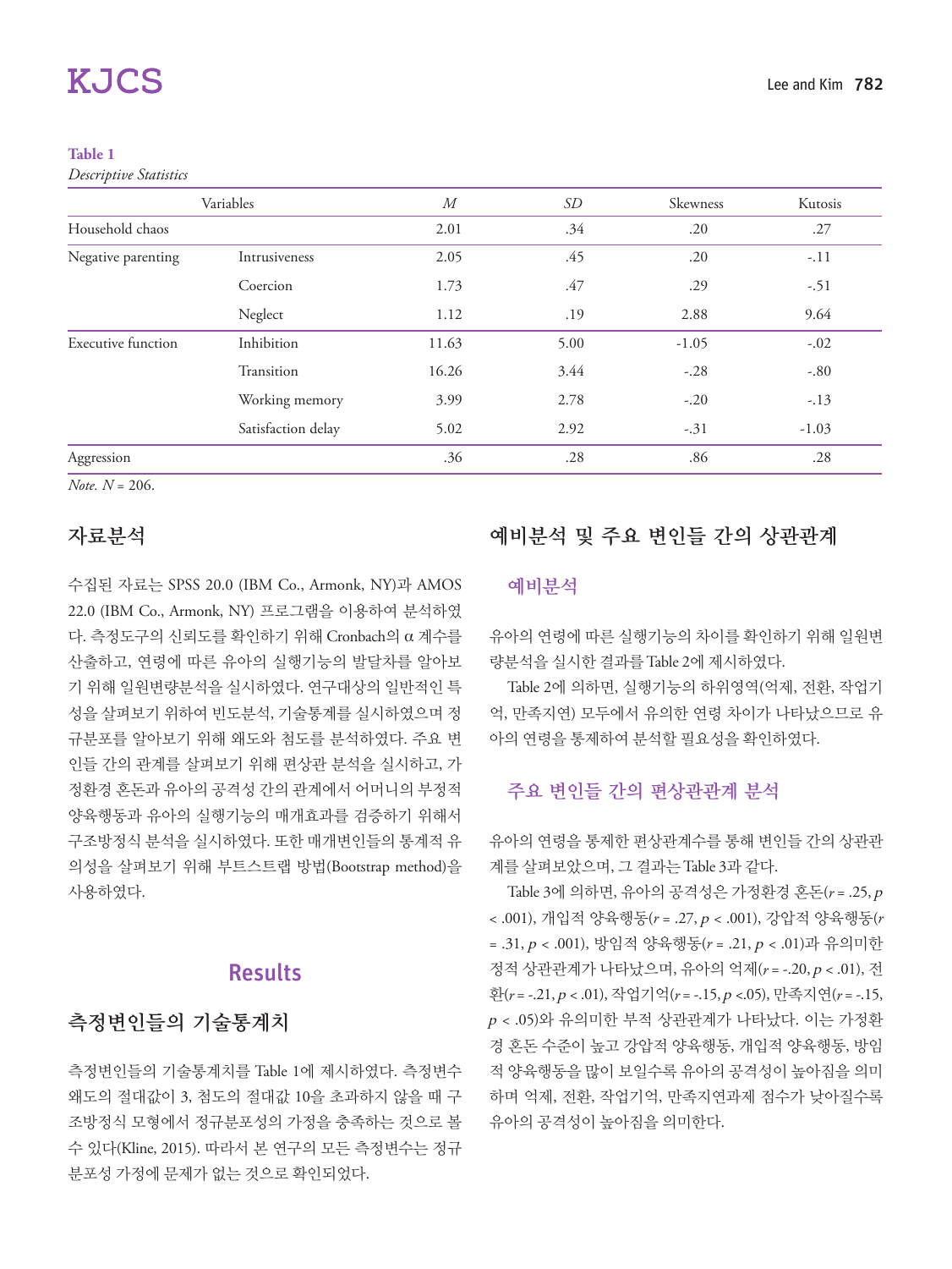**Table 1**

*Descriptive Statistics*

| Variables | | *M* | *SD* | Skewness | Kutosis |
|---|---|---|---|---|---|
| Household chaos | | 2.01 | .34 | .20 | .27 |
| Negative parenting | Intrusiveness | 2.05 | .45 | .20 | -.11 |
| | Coercion | 1.73 | .47 | .29 | -.51 |
| | Neglect | 1.12 | .19 | 2.88 | 9.64 |
| Executive function | Inhibition | 11.63 | 5.00 | -1.05 | -.02 |
| | Transition | 16.26 | 3.44 | -.28 | -.80 |
| | Working memory | 3.99 | 2.78 | -.20 | -.13 |
| | Satisfaction delay | 5.02 | 2.92 | -.31 | -1.03 |
| Aggression | | .36 | .28 | .86 | .28 |

*Note.* $N$ = 206.

## 자료분석

수집된 자료는 SPSS 20.0 (IBM Co., Armonk, NY)과 AMOS 22.0 (IBM Co., Armonk, NY) 프로그램을 이용하여 분석하였다. 측정도구의 신뢰도를 확인하기 위해 Cronbach의 α 계수를 산출하고, 연령에 따른 유아의 실행기능의 발달차를 알아보기 위해 일원변량분석을 실시하였다. 연구대상의 일반적인 특성을 살펴보기 위하여 빈도분석, 기술통계를 실시하였으며 정규분포를 알아보기 위해 왜도와 첨도를 분석하였다. 주요 변인들 간의 관계를 살펴보기 위해 편상관 분석을 실시하고, 가정환경 혼돈과 유아의 공격성 간의 관계에서 어머니의 부정적 양육행동과 유아의 실행기능의 매개효과를 검증하기 위해서 구조방정식 분석을 실시하였다. 또한 매개변인들의 통계적 유의성을 살펴보기 위해 부트스트랩 방법(Bootstrap method)을 사용하였다.

# Results

## 측정변인들의 기술통계치

측정변인들의 기술통계치를 Table 1에 제시하였다. 측정변수 왜도의 절대값이 3, 첨도의 절대값 10을 초과하지 않을 때 구조방정식 모형에서 정규분포성의 가정을 충족하는 것으로 볼 수 있다(Kline, 2015). 따라서 본 연구의 모든 측정변수는 정규분포성 가정에 문제가 없는 것으로 확인되었다.

## 예비분석 및 주요 변인들 간의 상관관계

### 예비분석

유아의 연령에 따른 실행기능의 차이를 확인하기 위해 일원변량분석을 실시한 결과를 Table 2에 제시하였다.

Table 2에 의하면, 실행기능의 하위영역(억제, 전환, 작업기억, 만족지연) 모두에서 유의한 연령 차이가 나타났으므로 유아의 연령을 통제하여 분석할 필요성을 확인하였다.

### 주요 변인들 간의 편상관관계 분석

유아의 연령을 통제한 편상관계수를 통해 변인들 간의 상관관계를 살펴보았으며, 그 결과는 Table 3과 같다.

Table 3에 의하면, 유아의 공격성은 가정환경 혼돈($r$ = .25, $p$ < .001), 개입적 양육행동($r$ = .27, $p$ < .001), 강압적 양육행동($r$ = .31, $p$ < .001), 방임적 양육행동($r$ = .21, $p$ < .01)과 유의미한 정적 상관관계가 나타났으며, 유아의 억제($r$ = -.20, $p$ < .01), 전환($r$ = -.21, $p$ < .01), 작업기억($r$ = -.15, $p$ <.05), 만족지연($r$ = -.15, $p$ < .05)와 유의미한 부적 상관관계가 나타났다. 이는 가정환경 혼돈 수준이 높고 강압적 양육행동, 개입적 양육행동, 방임적 양육행동을 많이 보일수록 유아의 공격성이 높아짐을 의미하며 억제, 전환, 작업기억, 만족지연과제 점수가 낮아질수록 유아의 공격성이 높아짐을 의미한다.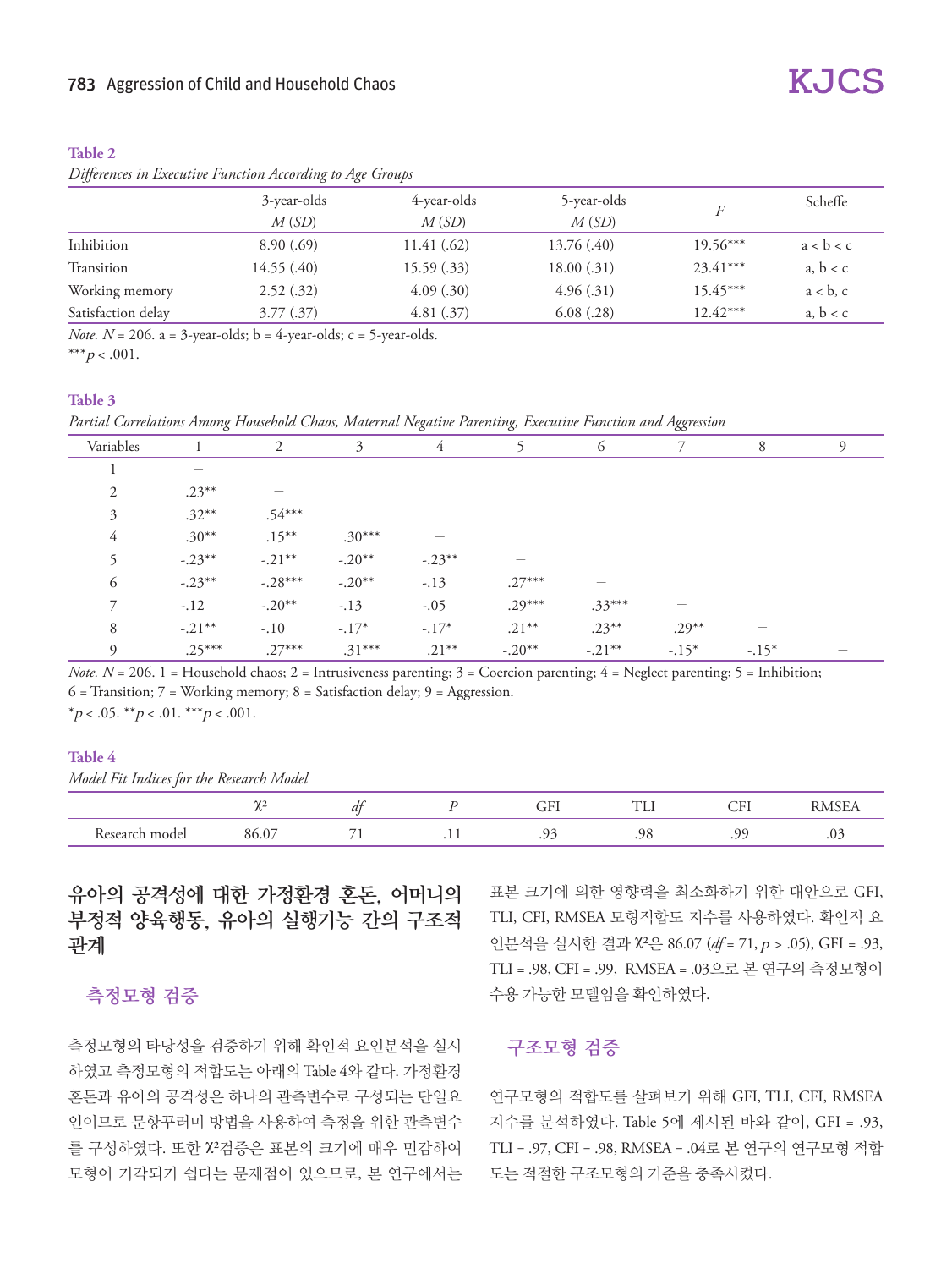**Table 2**

*Differences in Executive Function According to Age Groups*

| | 3-year-olds *M* (*SD*) | 4-year-olds *M* (*SD*) | 5-year-olds *M* (*SD*) | *F* | Scheffe |
|---|---|---|---|---|---|
| Inhibition | 8.90 (.69) | 11.41 (.62) | 13.76 (.40) | 19.56*** | a < b < c |
| Transition | 14.55 (.40) | 15.59 (.33) | 18.00 (.31) | 23.41*** | a, b < c |
| Working memory | 2.52 (.32) | 4.09 (.30) | 4.96 (.31) | 15.45*** | a < b, c |
| Satisfaction delay | 3.77 (.37) | 4.81 (.37) | 6.08 (.28) | 12.42*** | a, b < c |

*Note.* *N* = 206. a = 3-year-olds; b = 4-year-olds; c = 5-year-olds.
****p* < .001.

**Table 3**

*Partial Correlations Among Household Chaos, Maternal Negative Parenting, Executive Function and Aggression*

| Variables | 1 | 2 | 3 | 4 | 5 | 6 | 7 | 8 | 9 |
|---|---|---|---|---|---|---|---|---|---|
| 1 | – | | | | | | | | |
| 2 | .23** | – | | | | | | | |
| 3 | .32** | .54*** | – | | | | | | |
| 4 | .30** | .15** | .30*** | – | | | | | |
| 5 | -.23** | -.21** | -.20** | -.23** | – | | | | |
| 6 | -.23** | -.28*** | -.20** | -.13 | .27*** | – | | | |
| 7 | -.12 | -.20** | -.13 | -.05 | .29*** | .33*** | – | | |
| 8 | -.21** | -.10 | -.17* | -.17* | .21** | .23** | .29** | – | |
| 9 | .25*** | .27*** | .31*** | .21** | -.20** | -.21** | -.15* | -.15* | – |

*Note.* *N* = 206. 1 = Household chaos; 2 = Intrusiveness parenting; 3 = Coercion parenting; 4 = Neglect parenting; 5 = Inhibition; 6 = Transition; 7 = Working memory; 8 = Satisfaction delay; 9 = Aggression.
**p* < .05. ***p* < .01. ****p* < .001.

**Table 4**

*Model Fit Indices for the Research Model*

| | $\chi^2$ | *df* | *P* | GFI | TLI | CFI | RMSEA |
|---|---|---|---|---|---|---|---|
| Research model | 86.07 | 71 | .11 | .93 | .98 | .99 | .03 |

## 유아의 공격성에 대한 가정환경 혼돈, 어머니의 부정적 양육행동, 유아의 실행기능 간의 구조적 관계

### 측정모형 검증

측정모형의 타당성을 검증하기 위해 확인적 요인분석을 실시하였고 측정모형의 적합도는 아래의 Table 4와 같다. 가정환경 혼돈과 유아의 공격성은 하나의 관측변수로 구성되는 단일요인이므로 문항꾸러미 방법을 사용하여 측정을 위한 관측변수를 구성하였다. 또한 $\chi^2$검증은 표본의 크기에 매우 민감하여 모형이 기각되기 쉽다는 문제점이 있으므로, 본 연구에서는 표본 크기에 의한 영향력을 최소화하기 위한 대안으로 GFI, TLI, CFI, RMSEA 모형적합도 지수를 사용하였다. 확인적 요인분석을 실시한 결과 $\chi^2$은 86.07 ($df$ = 71, $p$ > .05), GFI = .93, TLI = .98, CFI = .99, RMSEA = .03으로 본 연구의 측정모형이 수용 가능한 모델임을 확인하였다.

### 구조모형 검증

연구모형의 적합도를 살펴보기 위해 GFI, TLI, CFI, RMSEA 지수를 분석하였다. Table 5에 제시된 바와 같이, GFI = .93, TLI = .97, CFI = .98, RMSEA = .04로 본 연구의 연구모형 적합도는 적절한 구조모형의 기준을 충족시켰다.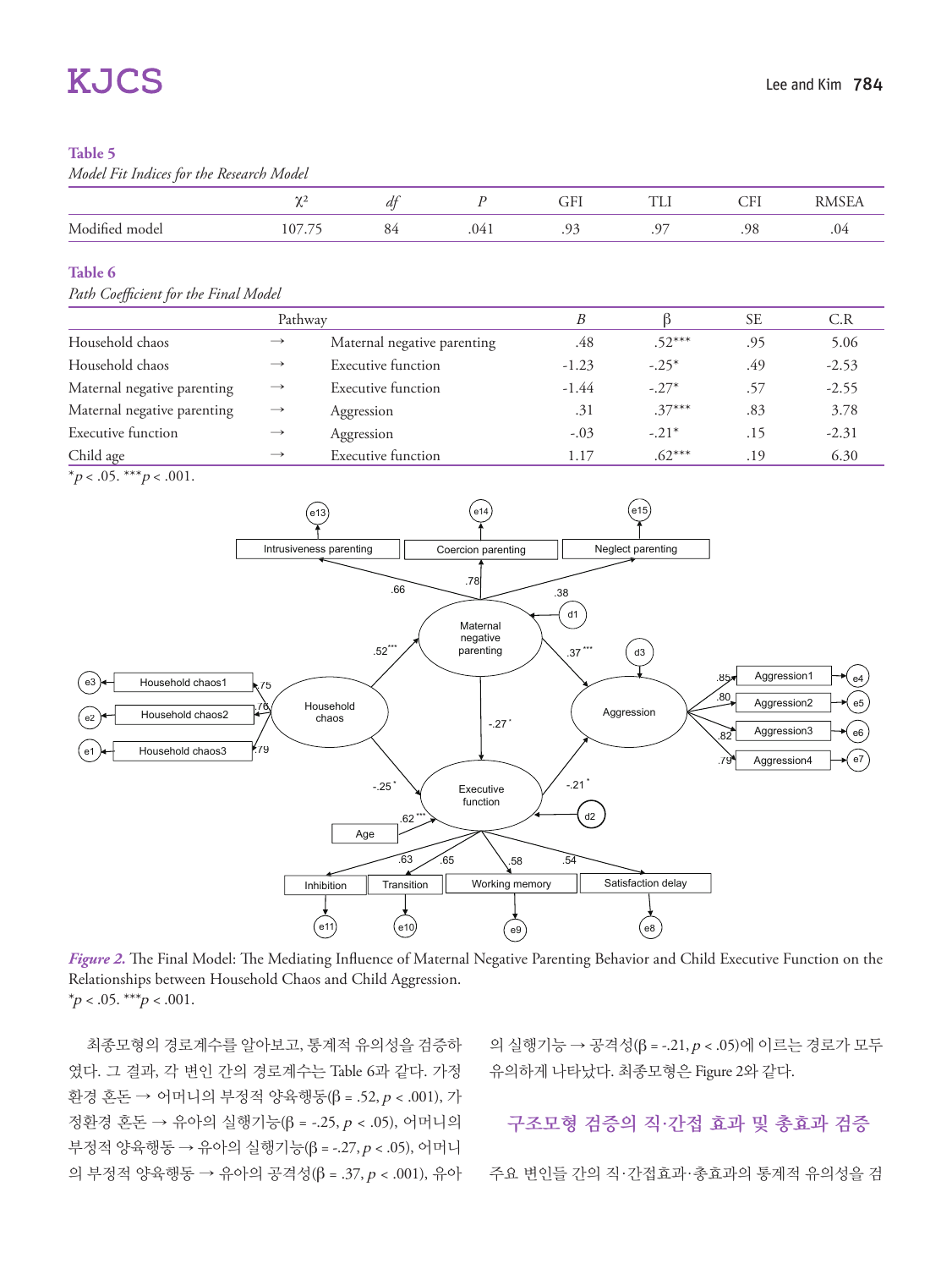**Table 5**

*Model Fit Indices for the Research Model*

| | $\chi^2$ | *df* | *P* | GFI | TLI | CFI | RMSEA |
|---|---|---|---|---|---|---|---|
| Modified model | 107.75 | 84 | .041 | .93 | .97 | .98 | .04 |

**Table 6**

*Path Coefficient for the Final Model*

| Pathway | | | *B* | β | SE | C.R |
|---|---|---|---|---|---|---|
| Household chaos | → | Maternal negative parenting | .48 | .52*** | .95 | 5.06 |
| Household chaos | → | Executive function | -1.23 | -.25* | .49 | -2.53 |
| Maternal negative parenting | → | Executive function | -1.44 | -.27* | .57 | -2.55 |
| Maternal negative parenting | → | Aggression | .31 | .37*** | .83 | 3.78 |
| Executive function | → | Aggression | -.03 | -.21* | .15 | -2.31 |
| Child age | → | Executive function | 1.17 | .62*** | .19 | 6.30 |

*$p < .05$. ***$p < .001$.

*Figure 2.* The Final Model: The Mediating Influence of Maternal Negative Parenting Behavior and Child Executive Function on the Relationships between Household Chaos and Child Aggression.
*$p < .05$. ***$p < .001$.

최종모형의 경로계수를 알아보고, 통계적 유의성을 검증하였다. 그 결과, 각 변인 간의 경로계수는 Table 6과 같다. 가정환경 혼돈 → 어머니의 부정적 양육행동(β = .52, $p < .001$), 가정환경 혼돈 → 유아의 실행기능(β = -.25, $p < .05$), 어머니의 부정적 양육행동 → 유아의 실행기능(β = -.27, $p < .05$), 어머니의 부정적 양육행동 → 유아의 공격성(β = .37, $p < .001$), 유아의 실행기능 → 공격성(β = -.21, $p < .05$)에 이르는 경로가 모두 유의하게 나타났다. 최종모형은 Figure 2와 같다.

## 구조모형 검증의 직·간접 효과 및 총효과 검증

주요 변인들 간의 직·간접효과·총효과의 통계적 유의성을 검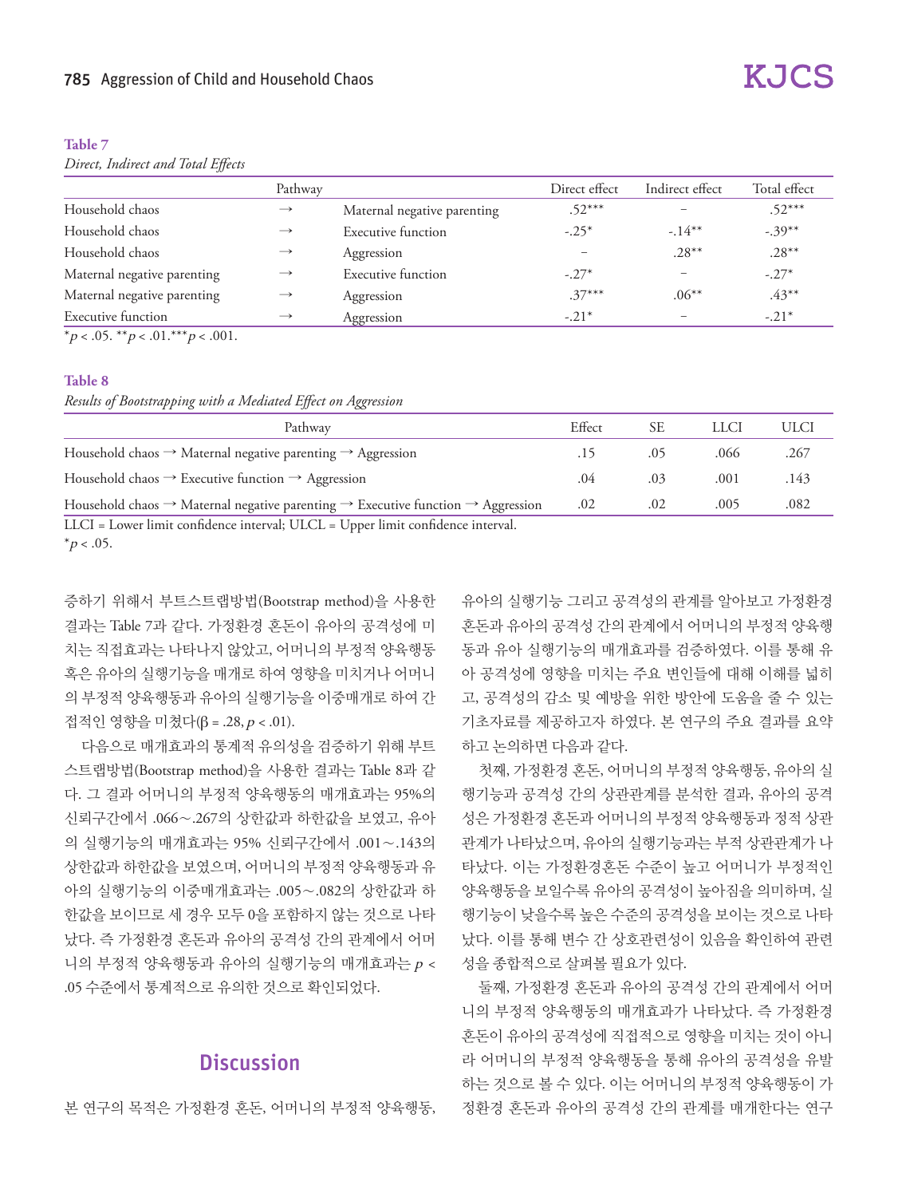**Table 7**

*Direct, Indirect and Total Effects*

| Pathway | | | Direct effect | Indirect effect | Total effect |
|---|---|---|---|---|---|
| Household chaos | → | Maternal negative parenting | .52*** | – | .52*** |
| Household chaos | → | Executive function | -.25* | -.14** | -.39** |
| Household chaos | → | Aggression | – | .28** | .28** |
| Maternal negative parenting | → | Executive function | -.27* | – | -.27* |
| Maternal negative parenting | → | Aggression | .37*** | .06** | .43** |
| Executive function | → | Aggression | -.21* | – | -.21* |

*$p$ < .05. **$p$ < .01.***$p$ < .001.

**Table 8**

*Results of Bootstrapping with a Mediated Effect on Aggression*

| Pathway | Effect | SE | LLCI | ULCI |
|---|---|---|---|---|
| Household chaos → Maternal negative parenting → Aggression | .15 | .05 | .066 | .267 |
| Household chaos → Executive function → Aggression | .04 | .03 | .001 | .143 |
| Household chaos → Maternal negative parenting → Executive function → Aggression | .02 | .02 | .005 | .082 |

LLCI = Lower limit confidence interval; ULCL = Upper limit confidence interval.

*$p$ < .05.

증하기 위해서 부트스트랩방법(Bootstrap method)을 사용한 결과는 Table 7과 같다. 가정환경 혼돈이 유아의 공격성에 미치는 직접효과는 나타나지 않았고, 어머니의 부정적 양육행동 혹은 유아의 실행기능을 매개로 하여 영향을 미치거나 어머니의 부정적 양육행동과 유아의 실행기능을 이중매개로 하여 간접적인 영향을 미쳤다(β = .28, $p$ < .01).

다음으로 매개효과의 통계적 유의성을 검증하기 위해 부트스트랩방법(Bootstrap method)을 사용한 결과는 Table 8과 같다. 그 결과 어머니의 부정적 양육행동의 매개효과는 95%의 신뢰구간에서 .066~.267의 상한값과 하한값을 보였고, 유아의 실행기능의 매개효과는 95% 신뢰구간에서 .001~.143의 상한값과 하한값을 보였으며, 어머니의 부정적 양육행동과 유아의 실행기능의 이중매개효과는 .005~.082의 상한값과 하한값을 보이므로 세 경우 모두 0을 포함하지 않는 것으로 나타났다. 즉 가정환경 혼돈과 유아의 공격성 간의 관계에서 어머니의 부정적 양육행동과 유아의 실행기능의 매개효과는 $p$ < .05 수준에서 통계적으로 유의한 것으로 확인되었다.

## Discussion

본 연구의 목적은 가정환경 혼돈, 어머니의 부정적 양육행동, 유아의 실행기능 그리고 공격성의 관계를 알아보고 가정환경 혼돈과 유아의 공격성 간의 관계에서 어머니의 부정적 양육행동과 유아 실행기능의 매개효과를 검증하였다. 이를 통해 유아 공격성에 영향을 미치는 주요 변인들에 대해 이해를 넓히고, 공격성의 감소 및 예방을 위한 방안에 도움을 줄 수 있는 기초자료를 제공하고자 하였다. 본 연구의 주요 결과를 요약하고 논의하면 다음과 같다.

첫째, 가정환경 혼돈, 어머니의 부정적 양육행동, 유아의 실행기능과 공격성 간의 상관관계를 분석한 결과, 유아의 공격성은 가정환경 혼돈과 어머니의 부정적 양육행동과 정적 상관관계가 나타났으며, 유아의 실행기능과는 부적 상관관계가 나타났다. 이는 가정환경혼돈 수준이 높고 어머니가 부정적인 양육행동을 보일수록 유아의 공격성이 높아짐을 의미하며, 실행기능이 낮을수록 높은 수준의 공격성을 보이는 것으로 나타났다. 이를 통해 변수 간 상호관련성이 있음을 확인하여 관련성을 종합적으로 살펴볼 필요가 있다.

둘째, 가정환경 혼돈과 유아의 공격성 간의 관계에서 어머니의 부정적 양육행동의 매개효과가 나타났다. 즉 가정환경 혼돈이 유아의 공격성에 직접적으로 영향을 미치는 것이 아니라 어머니의 부정적 양육행동을 통해 유아의 공격성을 유발하는 것으로 볼 수 있다. 이는 어머니의 부정적 양육행동이 가정환경 혼돈과 유아의 공격성 간의 관계를 매개한다는 연구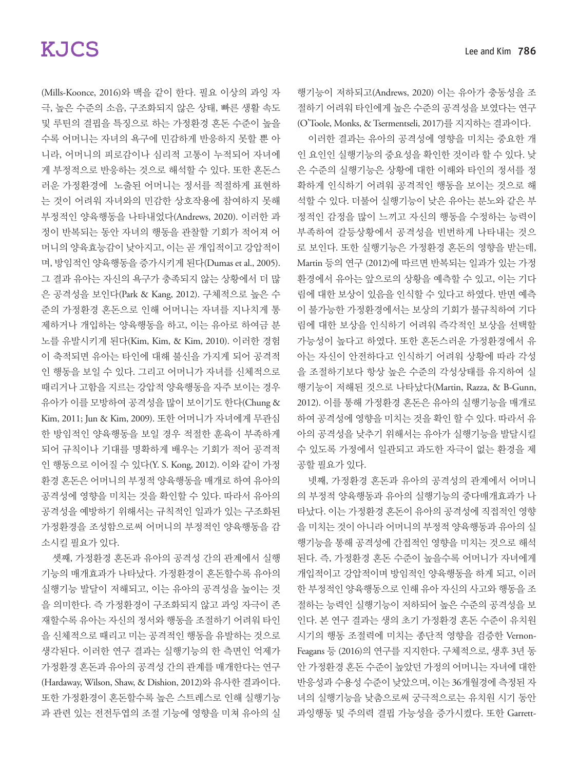(Mills-Koonce, 2016)와 맥을 같이 한다. 필요 이상의 과잉 자극, 높은 수준의 소음, 구조화되지 않은 상태, 빠른 생활 속도 및 루틴의 결핍을 특징으로 하는 가정환경 혼돈 수준이 높을수록 어머니는 자녀의 욕구에 민감하게 반응하지 못할 뿐 아니라, 어머니의 피로감이나 심리적 고통이 누적되어 자녀에게 부정적으로 반응하는 것으로 해석할 수 있다. 또한 혼돈스러운 가정환경에 노출된 어머니는 정서를 적절하게 표현하는 것이 어려워 자녀와의 민감한 상호작용에 참여하지 못해 부정적인 양육행동을 나타내었다(Andrews, 2020). 이러한 과정이 반복되는 동안 자녀의 행동을 관찰할 기회가 적어져 어머니의 양육효능감이 낮아지고, 이는 곧 개입적이고 강압적이며, 방임적인 양육행동을 증가시키게 된다(Dumas et al., 2005). 그 결과 유아는 자신의 욕구가 충족되지 않는 상황에서 더 많은 공격성을 보인다(Park & Kang, 2012). 구체적으로 높은 수준의 가정환경 혼돈으로 인해 어머니는 자녀를 지나치게 통제하거나 개입하는 양육행동을 하고, 이는 유아로 하여금 분노를 유발시키게 된다(Kim, Kim, & Kim, 2010). 이러한 경험이 축적되면 유아는 타인에 대해 불신을 가지게 되어 공격적인 행동을 보일 수 있다. 그리고 어머니가 자녀를 신체적으로 때리거나 고함을 지르는 강압적 양육행동을 자주 보이는 경우 유아가 이를 모방하여 공격성을 많이 보이기도 한다(Chung & Kim, 2011; Jun & Kim, 2009). 또한 어머니가 자녀에게 무관심한 방임적인 양육행동을 보일 경우 적절한 훈육이 부족하게 되어 규칙이나 기대를 명확하게 배우는 기회가 적어 공격적인 행동으로 이어질 수 있다(Y. S. Kong, 2012). 이와 같이 가정환경 혼돈은 어머니의 부정적 양육행동을 매개로 하여 유아의 공격성에 영향을 미치는 것을 확인할 수 있다. 따라서 유아의 공격성을 예방하기 위해서는 규칙적인 일과가 있는 구조화된 가정환경을 조성함으로써 어머니의 부정적인 양육행동을 감소시킬 필요가 있다.

셋째, 가정환경 혼돈과 유아의 공격성 간의 관계에서 실행기능의 매개효과가 나타났다. 가정환경이 혼돈할수록 유아의 실행기능 발달이 저해되고, 이는 유아의 공격성을 높이는 것을 의미한다. 즉 가정환경이 구조화되지 않고 과잉 자극이 존재할수록 유아는 자신의 정서와 행동을 조절하기 어려워 타인을 신체적으로 때리고 미는 공격적인 행동을 유발하는 것으로 생각된다. 이러한 연구 결과는 실행기능의 한 측면인 억제가 가정환경 혼돈과 유아의 공격성 간의 관계를 매개한다는 연구(Hardaway, Wilson, Shaw, & Dishion, 2012)와 유사한 결과이다. 또한 가정환경이 혼돈할수록 높은 스트레스로 인해 실행기능과 관련 있는 전전두엽의 조절 기능에 영향을 미쳐 유아의 실행기능이 저하되고(Andrews, 2020) 이는 유아가 충동성을 조절하기 어려워 타인에게 높은 수준의 공격성을 보였다는 연구(O'Toole, Monks, & Tsermentseli, 2017)를 지지하는 결과이다.

이러한 결과는 유아의 공격성에 영향을 미치는 중요한 개인 요인인 실행기능의 중요성을 확인한 것이라 할 수 있다. 낮은 수준의 실행기능은 상황에 대한 이해와 타인의 정서를 정확하게 인식하기 어려워 공격적인 행동을 보이는 것으로 해석할 수 있다. 더불어 실행기능이 낮은 유아는 분노와 같은 부정적인 감정을 많이 느끼고 자신의 행동을 수정하는 능력이 부족하여 갈등상황에서 공격성을 빈번하게 나타내는 것으로 보인다. 또한 실행기능은 가정환경 혼돈의 영향을 받는데, Martin 등의 연구 (2012)에 따르면 반복되는 일과가 있는 가정환경에서 유아는 앞으로의 상황을 예측할 수 있고, 이는 기다림에 대한 보상이 있음을 인식할 수 있다고 하였다. 반면 예측이 불가능한 가정환경에서는 보상의 기회가 불규칙하여 기다림에 대한 보상을 인식하기 어려워 즉각적인 보상을 선택할 가능성이 높다고 하였다. 또한 혼돈스러운 가정환경에서 유아는 자신이 안전하다고 인식하기 어려워 상황에 따라 각성을 조절하기보다 항상 높은 수준의 각성상태를 유지하여 실행기능이 저해된 것으로 나타났다(Martin, Razza, & B-Gunn, 2012). 이를 통해 가정환경 혼돈은 유아의 실행기능을 매개로 하여 공격성에 영향을 미치는 것을 확인 할 수 있다. 따라서 유아의 공격성을 낮추기 위해서는 유아가 실행기능을 발달시킬 수 있도록 가정에서 일관되고 과도한 자극이 없는 환경을 제공할 필요가 있다.

넷째, 가정환경 혼돈과 유아의 공격성의 관계에서 어머니의 부정적 양육행동과 유아의 실행기능의 중다매개효과가 나타났다. 이는 가정환경 혼돈이 유아의 공격성에 직접적인 영향을 미치는 것이 아니라 어머니의 부정적 양육행동과 유아의 실행기능을 통해 공격성에 간접적인 영향을 미치는 것으로 해석된다. 즉, 가정환경 혼돈 수준이 높을수록 어머니가 자녀에게 개입적이고 강압적이며 방임적인 양육행동을 하게 되고, 이러한 부정적인 양육행동으로 인해 유아 자신의 사고와 행동을 조절하는 능력인 실행기능이 저하되어 높은 수준의 공격성을 보인다. 본 연구 결과는 생의 초기 가정환경 혼돈 수준이 유치원 시기의 행동 조절력에 미치는 종단적 영향을 검증한 Vernon-Feagans 등 (2016)의 연구를 지지한다. 구체적으로, 생후 3년 동안 가정환경 혼돈 수준이 높았던 가정의 어머니는 자녀에 대한 반응성과 수용성 수준이 낮았으며, 이는 36개월경에 측정된 자녀의 실행기능을 낮춤으로써 궁극적으로는 유치원 시기 동안 과잉행동 및 주의력 결핍 가능성을 증가시켰다. 또한 Garrett-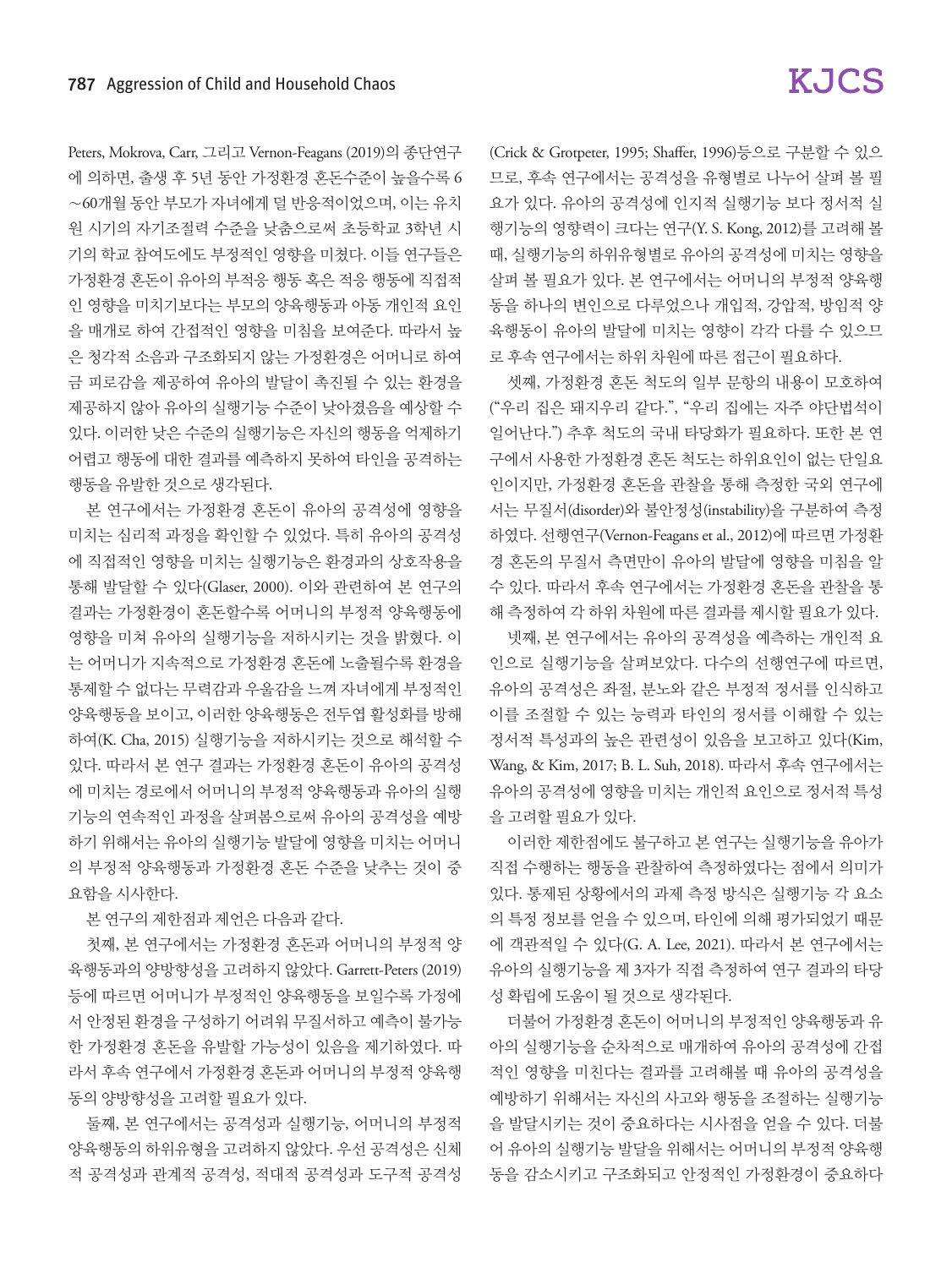Peters, Mokrova, Carr, 그리고 Vernon-Feagans (2019)의 종단연구에 의하면, 출생 후 5년 동안 가정환경 혼돈수준이 높을수록 6~60개월 동안 부모가 자녀에게 덜 반응적이었으며, 이는 유치원 시기의 자기조절력 수준을 낮춤으로써 초등학교 3학년 시기의 학교 참여도에도 부정적인 영향을 미쳤다. 이들 연구들은 가정환경 혼돈이 유아의 부적응 행동 혹은 적응 행동에 직접적인 영향을 미치기보다는 부모의 양육행동과 아동 개인적 요인을 매개로 하여 간접적인 영향을 미침을 보여준다. 따라서 높은 청각적 소음과 구조화되지 않는 가정환경은 어머니로 하여금 피로감을 제공하여 유아의 발달이 촉진될 수 있는 환경을 제공하지 않아 유아의 실행기능 수준이 낮아졌음을 예상할 수 있다. 이러한 낮은 수준의 실행기능은 자신의 행동을 억제하기 어렵고 행동에 대한 결과를 예측하지 못하여 타인을 공격하는 행동을 유발한 것으로 생각된다.

본 연구에서는 가정환경 혼돈이 유아의 공격성에 영향을 미치는 심리적 과정을 확인할 수 있었다. 특히 유아의 공격성에 직접적인 영향을 미치는 실행기능은 환경과의 상호작용을 통해 발달할 수 있다(Glaser, 2000). 이와 관련하여 본 연구의 결과는 가정환경이 혼돈할수록 어머니의 부정적 양육행동에 영향을 미쳐 유아의 실행기능을 저하시키는 것을 밝혔다. 이는 어머니가 지속적으로 가정환경 혼돈에 노출될수록 환경을 통제할 수 없다는 무력감과 우울감을 느껴 자녀에게 부정적인 양육행동을 보이고, 이러한 양육행동은 전두엽 활성화를 방해하여(K. Cha, 2015) 실행기능을 저하시키는 것으로 해석할 수 있다. 따라서 본 연구 결과는 가정환경 혼돈이 유아의 공격성에 미치는 경로에서 어머니의 부정적 양육행동과 유아의 실행기능의 연속적인 과정을 살펴봄으로써 유아의 공격성을 예방하기 위해서는 유아의 실행기능 발달에 영향을 미치는 어머니의 부정적 양육행동과 가정환경 혼돈 수준을 낮추는 것이 중요함을 시사한다.

본 연구의 제한점과 제언은 다음과 같다.

첫째, 본 연구에서는 가정환경 혼돈과 어머니의 부정적 양육행동과의 양방향성을 고려하지 않았다. Garrett-Peters (2019) 등에 따르면 어머니가 부정적인 양육행동을 보일수록 가정에서 안정된 환경을 구성하기 어려워 무질서하고 예측이 불가능한 가정환경 혼돈을 유발할 가능성이 있음을 제기하였다. 따라서 후속 연구에서 가정환경 혼돈과 어머니의 부정적 양육행동의 양방향성을 고려할 필요가 있다.

둘째, 본 연구에서는 공격성과 실행기능, 어머니의 부정적 양육행동의 하위유형을 고려하지 않았다. 우선 공격성은 신체적 공격성과 관계적 공격성, 적대적 공격성과 도구적 공격성(Crick & Grotpeter, 1995; Shaffer, 1996)등으로 구분할 수 있으므로, 후속 연구에서는 공격성을 유형별로 나누어 살펴 볼 필요가 있다. 유아의 공격성에 인지적 실행기능 보다 정서적 실행기능의 영향력이 크다는 연구(Y. S. Kong, 2012)를 고려해 볼 때, 실행기능의 하위유형별로 유아의 공격성에 미치는 영향을 살펴 볼 필요가 있다. 본 연구에서는 어머니의 부정적 양육행동을 하나의 변인으로 다루었으나 개입적, 강압적, 방임적 양육행동이 유아의 발달에 미치는 영향이 각각 다를 수 있으므로 후속 연구에서는 하위 차원에 따른 접근이 필요하다.

셋째, 가정환경 혼돈 척도의 일부 문항의 내용이 모호하여("우리 집은 돼지우리 같다.", "우리 집에는 자주 야단법석이 일어난다.") 추후 척도의 국내 타당화가 필요하다. 또한 본 연구에서 사용한 가정환경 혼돈 척도는 하위요인이 없는 단일요인이지만, 가정환경 혼돈을 관찰을 통해 측정한 국외 연구에서는 무질서(disorder)와 불안정성(instability)을 구분하여 측정하였다. 선행연구(Vernon-Feagans et al., 2012)에 따르면 가정환경 혼돈의 무질서 측면만이 유아의 발달에 영향을 미침을 알 수 있다. 따라서 후속 연구에서는 가정환경 혼돈을 관찰을 통해 측정하여 각 하위 차원에 따른 결과를 제시할 필요가 있다.

넷째, 본 연구에서는 유아의 공격성을 예측하는 개인적 요인으로 실행기능을 살펴보았다. 다수의 선행연구에 따르면, 유아의 공격성은 좌절, 분노와 같은 부정적 정서를 인식하고 이를 조절할 수 있는 능력과 타인의 정서를 이해할 수 있는 정서적 특성과의 높은 관련성이 있음을 보고하고 있다(Kim, Wang, & Kim, 2017; B. L. Suh, 2018). 따라서 후속 연구에서는 유아의 공격성에 영향을 미치는 개인적 요인으로 정서적 특성을 고려할 필요가 있다.

이러한 제한점에도 불구하고 본 연구는 실행기능을 유아가 직접 수행하는 행동을 관찰하여 측정하였다는 점에서 의미가 있다. 통제된 상황에서의 과제 측정 방식은 실행기능 각 요소의 특정 정보를 얻을 수 있으며, 타인에 의해 평가되었기 때문에 객관적일 수 있다(G. A. Lee, 2021). 따라서 본 연구에서는 유아의 실행기능을 제 3자가 직접 측정하여 연구 결과의 타당성 확립에 도움이 될 것으로 생각된다.

더불어 가정환경 혼돈이 어머니의 부정적인 양육행동과 유아의 실행기능을 순차적으로 매개하여 유아의 공격성에 간접적인 영향을 미친다는 결과를 고려해볼 때 유아의 공격성을 예방하기 위해서는 자신의 사고와 행동을 조절하는 실행기능을 발달시키는 것이 중요하다는 시사점을 얻을 수 있다. 더불어 유아의 실행기능 발달을 위해서는 어머니의 부정적 양육행동을 감소시키고 구조화되고 안정적인 가정환경이 중요하다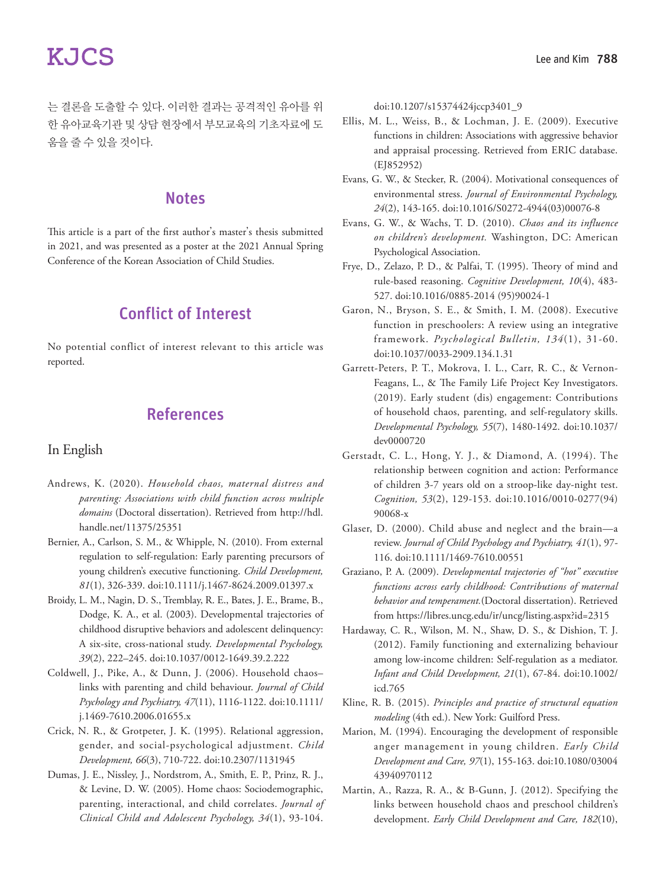는 결론을 도출할 수 있다. 이러한 결과는 공격적인 유아를 위한 유아교육기관 및 상담 현장에서 부모교육의 기초자료에 도움을 줄 수 있을 것이다.

## Notes

This article is a part of the first author's master's thesis submitted in 2021, and was presented as a poster at the 2021 Annual Spring Conference of the Korean Association of Child Studies.

## Conflict of Interest

No potential conflict of interest relevant to this article was reported.

## References

### In English

Andrews, K. (2020). *Household chaos, maternal distress and parenting: Associations with child function across multiple domains* (Doctoral dissertation). Retrieved from http://hdl.handle.net/11375/25351

Bernier, A., Carlson, S. M., & Whipple, N. (2010). From external regulation to self-regulation: Early parenting precursors of young children's executive functioning. *Child Development, 81*(1), 326-339. doi:10.1111/j.1467-8624.2009.01397.x

Broidy, L. M., Nagin, D. S., Tremblay, R. E., Bates, J. E., Brame, B., Dodge, K. A., et al. (2003). Developmental trajectories of childhood disruptive behaviors and adolescent delinquency: A six-site, cross-national study. *Developmental Psychology, 39*(2), 222–245. doi:10.1037/0012-1649.39.2.222

Coldwell, J., Pike, A., & Dunn, J. (2006). Household chaos–links with parenting and child behaviour. *Journal of Child Psychology and Psychiatry, 47*(11), 1116-1122. doi:10.1111/j.1469-7610.2006.01655.x

Crick, N. R., & Grotpeter, J. K. (1995). Relational aggression, gender, and social-psychological adjustment. *Child Development, 66*(3), 710-722. doi:10.2307/1131945

Dumas, J. E., Nissley, J., Nordstrom, A., Smith, E. P., Prinz, R. J., & Levine, D. W. (2005). Home chaos: Sociodemographic, parenting, interactional, and child correlates. *Journal of Clinical Child and Adolescent Psychology, 34*(1), 93-104. doi:10.1207/s15374424jccp3401_9

Ellis, M. L., Weiss, B., & Lochman, J. E. (2009). Executive functions in children: Associations with aggressive behavior and appraisal processing. Retrieved from ERIC database. (EJ852952)

Evans, G. W., & Stecker, R. (2004). Motivational consequences of environmental stress. *Journal of Environmental Psychology, 24*(2), 143-165. doi:10.1016/S0272-4944(03)00076-8

Evans, G. W., & Wachs, T. D. (2010). *Chaos and its influence on children's development.* Washington, DC: American Psychological Association.

Frye, D., Zelazo, P. D., & Palfai, T. (1995). Theory of mind and rule-based reasoning. *Cognitive Development, 10*(4), 483-527. doi:10.1016/0885-2014 (95)90024-1

Garon, N., Bryson, S. E., & Smith, I. M. (2008). Executive function in preschoolers: A review using an integrative framework. *Psychological Bulletin, 134*(1), 31-60. doi:10.1037/0033-2909.134.1.31

Garrett-Peters, P. T., Mokrova, I. L., Carr, R. C., & Vernon-Feagans, L., & The Family Life Project Key Investigators. (2019). Early student (dis) engagement: Contributions of household chaos, parenting, and self-regulatory skills. *Developmental Psychology, 55*(7), 1480-1492. doi:10.1037/dev0000720

Gerstadt, C. L., Hong, Y. J., & Diamond, A. (1994). The relationship between cognition and action: Performance of children 3-7 years old on a stroop-like day-night test. *Cognition, 53*(2), 129-153. doi:10.1016/0010-0277(94)90068-x

Glaser, D. (2000). Child abuse and neglect and the brain—a review. *Journal of Child Psychology and Psychiatry, 41*(1), 97-116. doi:10.1111/1469-7610.00551

Graziano, P. A. (2009). *Developmental trajectories of "hot" executive functions across early childhood: Contributions of maternal behavior and temperament.*(Doctoral dissertation). Retrieved from https://libres.uncg.edu/ir/uncg/listing.aspx?id=2315

Hardaway, C. R., Wilson, M. N., Shaw, D. S., & Dishion, T. J. (2012). Family functioning and externalizing behaviour among low-income children: Self-regulation as a mediator. *Infant and Child Development, 21*(1), 67-84. doi:10.1002/icd.765

Kline, R. B. (2015). *Principles and practice of structural equation modeling* (4th ed.). New York: Guilford Press.

Marion, M. (1994). Encouraging the development of responsible anger management in young children. *Early Child Development and Care, 97*(1), 155-163. doi:10.1080/0300443940970112

Martin, A., Razza, R. A., & B-Gunn, J. (2012). Specifying the links between household chaos and preschool children's development. *Early Child Development and Care, 182*(10),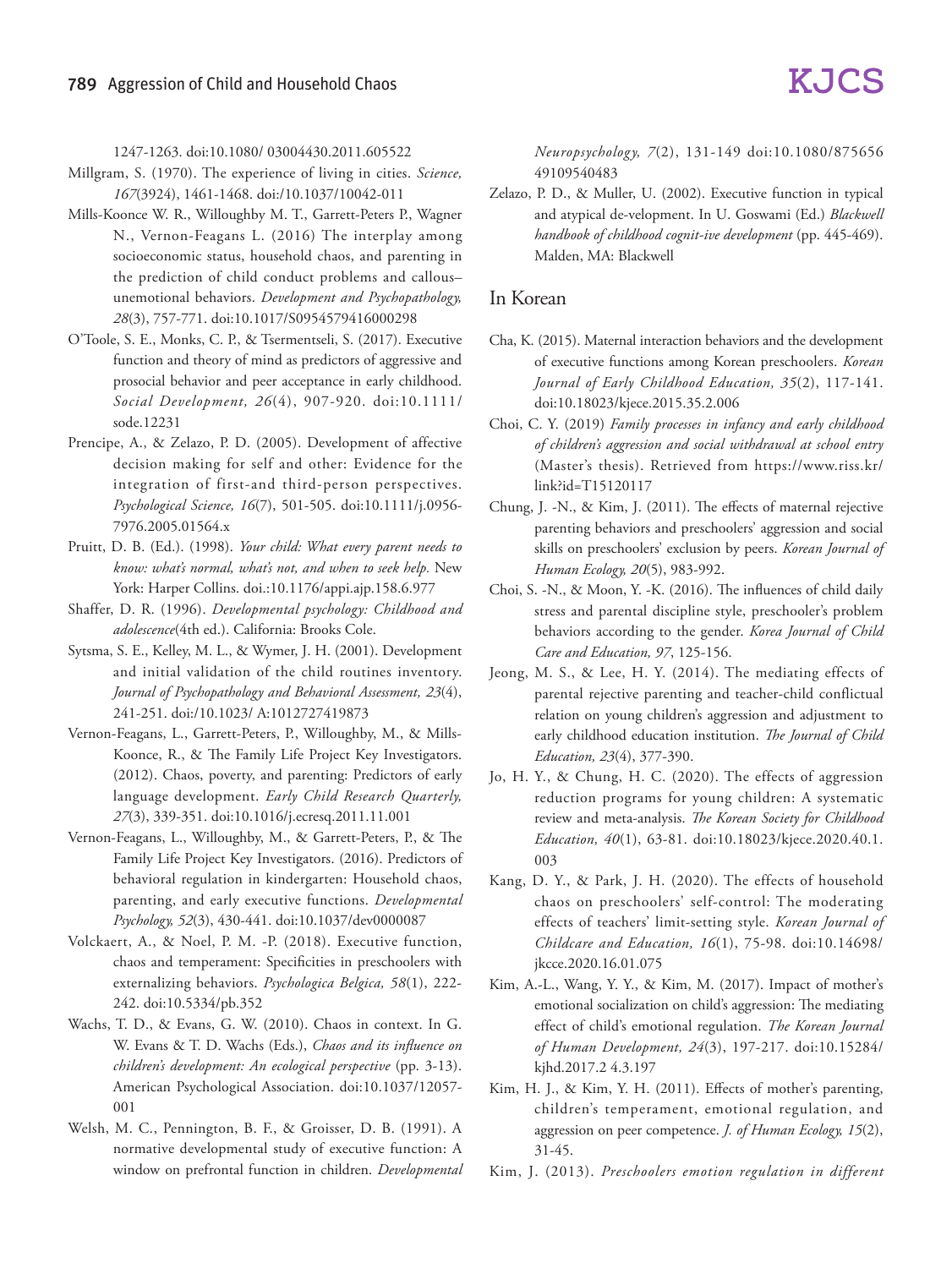1247-1263. doi:10.1080/ 03004430.2011.605522

Millgram, S. (1970). The experience of living in cities. *Science, 167*(3924), 1461-1468. doi:/10.1037/10042-011

Mills-Koonce W. R., Willoughby M. T., Garrett-Peters P., Wagner N., Vernon-Feagans L. (2016) The interplay among socioeconomic status, household chaos, and parenting in the prediction of child conduct problems and callous–unemotional behaviors. *Development and Psychopathology, 28*(3), 757-771. doi:10.1017/S0954579416000298

O'Toole, S. E., Monks, C. P., & Tsermentseli, S. (2017). Executive function and theory of mind as predictors of aggressive and prosocial behavior and peer acceptance in early childhood. *Social Development, 26*(4), 907-920. doi:10.1111/sode.12231

Prencipe, A., & Zelazo, P. D. (2005). Development of affective decision making for self and other: Evidence for the integration of first-and third-person perspectives. *Psychological Science, 16*(7), 501-505. doi:10.1111/j.0956-7976.2005.01564.x

Pruitt, D. B. (Ed.). (1998). *Your child: What every parent needs to know: what's normal, what's not, and when to seek help*. New York: Harper Collins. doi.:10.1176/appi.ajp.158.6.977

Shaffer, D. R. (1996). *Developmental psychology: Childhood and adolescence*(4th ed.). California: Brooks Cole.

Sytsma, S. E., Kelley, M. L., & Wymer, J. H. (2001). Development and initial validation of the child routines inventory. *Journal of Psychopathology and Behavioral Assessment, 23*(4), 241-251. doi:/10.1023/ A:1012727419873

Vernon-Feagans, L., Garrett-Peters, P., Willoughby, M., & Mills-Koonce, R., & The Family Life Project Key Investigators. (2012). Chaos, poverty, and parenting: Predictors of early language development. *Early Child Research Quarterly, 27*(3), 339-351. doi:10.1016/j.ecresq.2011.11.001

Vernon-Feagans, L., Willoughby, M., & Garrett-Peters, P., & The Family Life Project Key Investigators. (2016). Predictors of behavioral regulation in kindergarten: Household chaos, parenting, and early executive functions. *Developmental Psychology, 52*(3), 430-441. doi:10.1037/dev0000087

Volckaert, A., & Noel, P. M. -P. (2018). Executive function, chaos and temperament: Specificities in preschoolers with externalizing behaviors. *Psychologica Belgica, 58*(1), 222-242. doi:10.5334/pb.352

Wachs, T. D., & Evans, G. W. (2010). Chaos in context. In G. W. Evans & T. D. Wachs (Eds.), *Chaos and its influence on children's development: An ecological perspective* (pp. 3-13). American Psychological Association. doi:10.1037/12057-001

Welsh, M. C., Pennington, B. F., & Groisser, D. B. (1991). A normative developmental study of executive function: A window on prefrontal function in children. *Developmental Neuropsychology, 7*(2), 131-149 doi:10.1080/87565649109540483

Zelazo, P. D., & Muller, U. (2002). Executive function in typical and atypical de-velopment. In U. Goswami (Ed.) *Blackwell handbook of childhood cognit-ive development* (pp. 445-469). Malden, MA: Blackwell

## In Korean

Cha, K. (2015). Maternal interaction behaviors and the development of executive functions among Korean preschoolers. *Korean Journal of Early Childhood Education, 35*(2), 117-141. doi:10.18023/kjece.2015.35.2.006

Choi, C. Y. (2019) *Family processes in infancy and early childhood of children's aggression and social withdrawal at school entry* (Master's thesis). Retrieved from https://www.riss.kr/link?id=T15120117

Chung, J. -N., & Kim, J. (2011). The effects of maternal rejective parenting behaviors and preschoolers' aggression and social skills on preschoolers' exclusion by peers. *Korean Journal of Human Ecology, 20*(5), 983-992.

Choi, S. -N., & Moon, Y. -K. (2016). The influences of child daily stress and parental discipline style, preschooler's problem behaviors according to the gender. *Korea Journal of Child Care and Education, 97*, 125-156.

Jeong, M. S., & Lee, H. Y. (2014). The mediating effects of parental rejective parenting and teacher-child conflictual relation on young children's aggression and adjustment to early childhood education institution. *The Journal of Child Education, 23*(4), 377-390.

Jo, H. Y., & Chung, H. C. (2020). The effects of aggression reduction programs for young children: A systematic review and meta-analysis. *The Korean Society for Childhood Education, 40*(1), 63-81. doi:10.18023/kjece.2020.40.1.003

Kang, D. Y., & Park, J. H. (2020). The effects of household chaos on preschoolers' self-control: The moderating effects of teachers' limit-setting style. *Korean Journal of Childcare and Education, 16*(1), 75-98. doi:10.14698/jkcce.2020.16.01.075

Kim, A.-L., Wang, Y. Y., & Kim, M. (2017). Impact of mother's emotional socialization on child's aggression: The mediating effect of child's emotional regulation. *The Korean Journal of Human Development, 24*(3), 197-217. doi:10.15284/kjhd.2017.2 4.3.197

Kim, H. J., & Kim, Y. H. (2011). Effects of mother's parenting, children's temperament, emotional regulation, and aggression on peer competence. *J. of Human Ecology, 15*(2), 31-45.

Kim, J. (2013). *Preschoolers emotion regulation in different*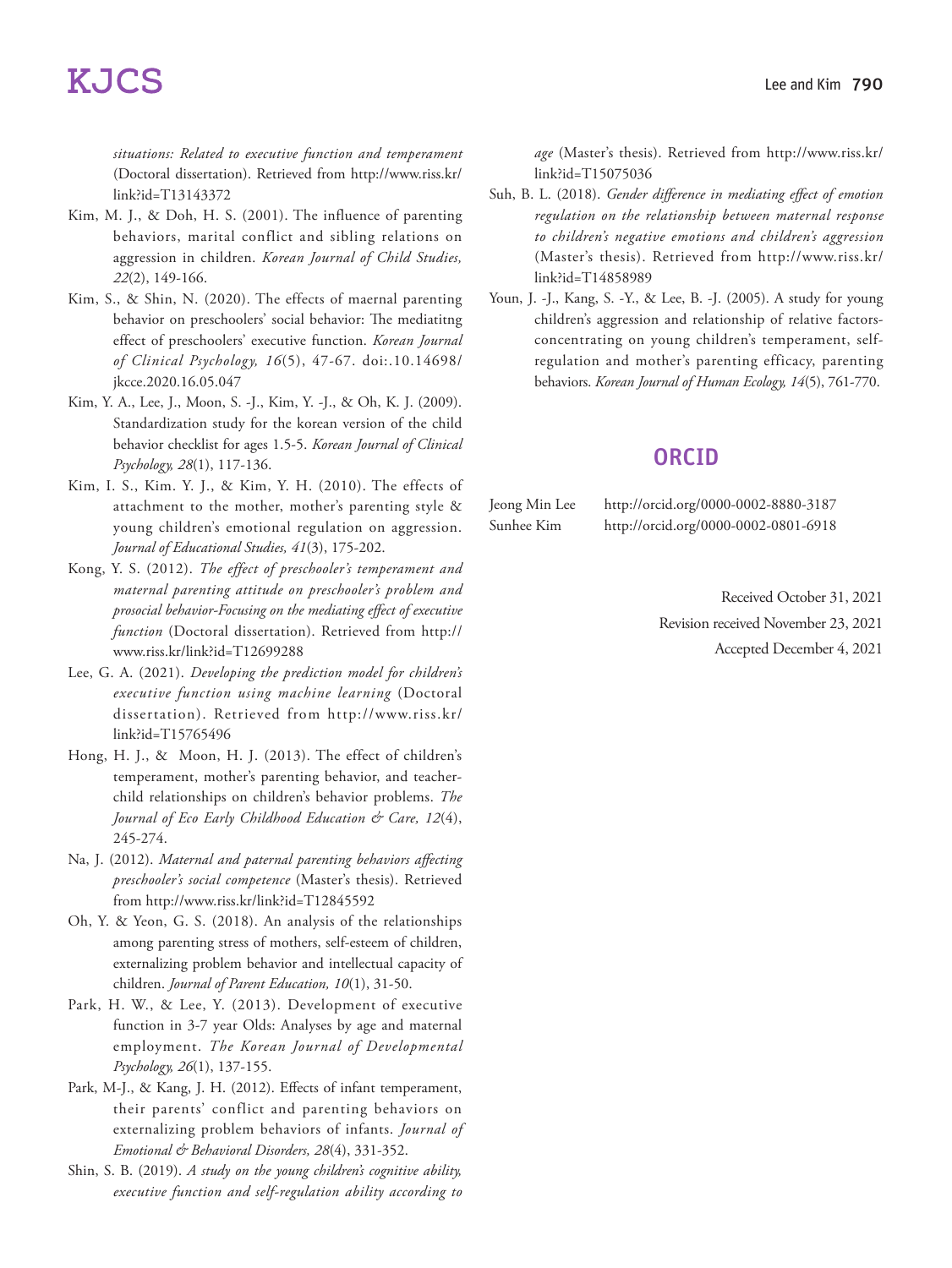*situations: Related to executive function and temperament* (Doctoral dissertation). Retrieved from http://www.riss.kr/link?id=T13143372

Kim, M. J., & Doh, H. S. (2001). The influence of parenting behaviors, marital conflict and sibling relations on aggression in children. *Korean Journal of Child Studies, 22*(2), 149-166.

Kim, S., & Shin, N. (2020). The effects of maernal parenting behavior on preschoolers' social behavior: The mediatitng effect of preschoolers' executive function. *Korean Journal of Clinical Psychology, 16*(5), 47-67. doi:.10.14698/jkcce.2020.16.05.047

Kim, Y. A., Lee, J., Moon, S. -J., Kim, Y. -J., & Oh, K. J. (2009). Standardization study for the korean version of the child behavior checklist for ages 1.5-5. *Korean Journal of Clinical Psychology, 28*(1), 117-136.

Kim, I. S., Kim. Y. J., & Kim, Y. H. (2010). The effects of attachment to the mother, mother's parenting style & young children's emotional regulation on aggression. *Journal of Educational Studies, 41*(3), 175-202.

Kong, Y. S. (2012). *The effect of preschooler's temperament and maternal parenting attitude on preschooler's problem and prosocial behavior-Focusing on the mediating effect of executive function* (Doctoral dissertation). Retrieved from http://www.riss.kr/link?id=T12699288

Lee, G. A. (2021). *Developing the prediction model for children's executive function using machine learning* (Doctoral dissertation). Retrieved from http://www.riss.kr/link?id=T15765496

Hong, H. J., & Moon, H. J. (2013). The effect of children's temperament, mother's parenting behavior, and teacher-child relationships on children's behavior problems. *The Journal of Eco Early Childhood Education & Care, 12*(4), 245-274.

Na, J. (2012). *Maternal and paternal parenting behaviors affecting preschooler's social competence* (Master's thesis). Retrieved from http://www.riss.kr/link?id=T12845592

Oh, Y. & Yeon, G. S. (2018). An analysis of the relationships among parenting stress of mothers, self-esteem of children, externalizing problem behavior and intellectual capacity of children. *Journal of Parent Education, 10*(1), 31-50.

Park, H. W., & Lee, Y. (2013). Development of executive function in 3-7 year Olds: Analyses by age and maternal employment. *The Korean Journal of Developmental Psychology, 26*(1), 137-155.

Park, M-J., & Kang, J. H. (2012). Effects of infant temperament, their parents' conflict and parenting behaviors on externalizing problem behaviors of infants. *Journal of Emotional & Behavioral Disorders, 28*(4), 331-352.

Shin, S. B. (2019). *A study on the young children's cognitive ability, executive function and self-regulation ability according to age* (Master's thesis). Retrieved from http://www.riss.kr/link?id=T15075036

Suh, B. L. (2018). *Gender difference in mediating effect of emotion regulation on the relationship between maternal response to children's negative emotions and children's aggression* (Master's thesis). Retrieved from http://www.riss.kr/link?id=T14858989

Youn, J. -J., Kang, S. -Y., & Lee, B. -J. (2005). A study for young children's aggression and relationship of relative factors-concentrating on young children's temperament, self-regulation and mother's parenting efficacy, parenting behaviors. *Korean Journal of Human Ecology, 14*(5), 761-770.

## ORCID

Jeong Min Lee http://orcid.org/0000-0002-8880-3187
Sunhee Kim http://orcid.org/0000-0002-0801-6918

Received October 31, 2021
Revision received November 23, 2021
Accepted December 4, 2021